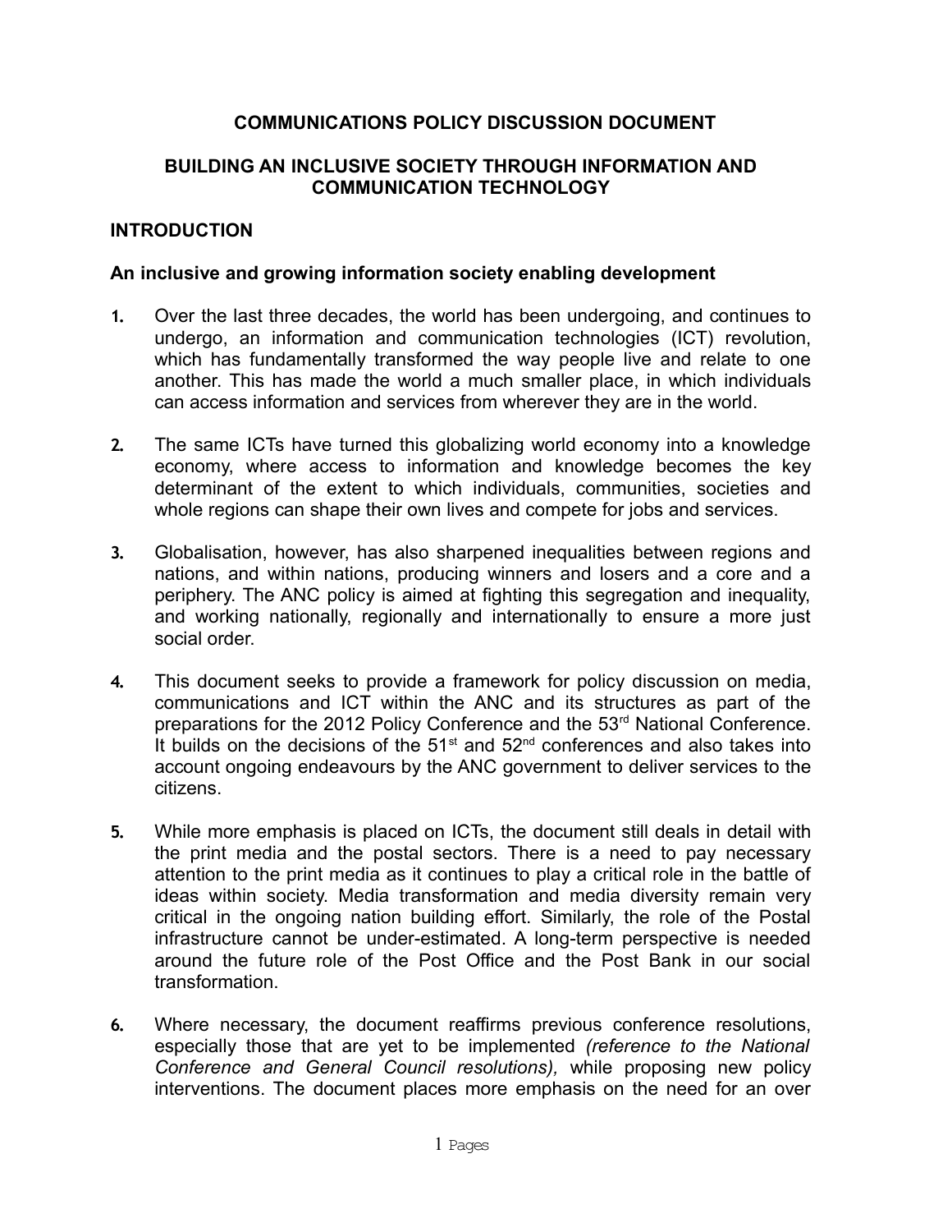# COMMUNICATIONS POLICY DISCUSSION DOCUMENT

## BUILDING AN INCLUSIVE SOCIETY THROUGH INFORMATION AND COMMUNICATION TECHNOLOGY

## INTRODUCTION

### An inclusive and growing information society enabling development

1. Over the last three decades, the world has been undergoing, and continues to undergo, an information and communication technologies (ICT) revolution, which has fundamentally transformed the way people live and relate to one another. This has made the world a much smaller place, in which individuals can access information and services from wherever they are in the world.

2. The same ICTs have turned this globalizing world economy into a knowledge economy, where access to information and knowledge becomes the key determinant of the extent to which individuals, communities, societies and whole regions can shape their own lives and compete for jobs and services.

3. Globalisation, however, has also sharpened inequalities between regions and nations, and within nations, producing winners and losers and a core and a periphery. The ANC policy is aimed at fighting this segregation and inequality, and working nationally, regionally and internationally to ensure a more just social order.

4. This document seeks to provide a framework for policy discussion on media, communications and ICT within the ANC and its structures as part of the preparations for the 2012 Policy Conference and the 53rd National Conference. It builds on the decisions of the 51st and 52nd conferences and also takes into account ongoing endeavours by the ANC government to deliver services to the citizens.

5. While more emphasis is placed on ICTs, the document still deals in detail with the print media and the postal sectors. There is a need to pay necessary attention to the print media as it continues to play a critical role in the battle of ideas within society. Media transformation and media diversity remain very critical in the ongoing nation building effort. Similarly, the role of the Postal infrastructure cannot be under-estimated. A long-term perspective is needed around the future role of the Post Office and the Post Bank in our social transformation.

6. Where necessary, the document reaffirms previous conference resolutions, especially those that are yet to be implemented *(reference to the National Conference and General Council resolutions),* while proposing new policy interventions. The document places more emphasis on the need for an over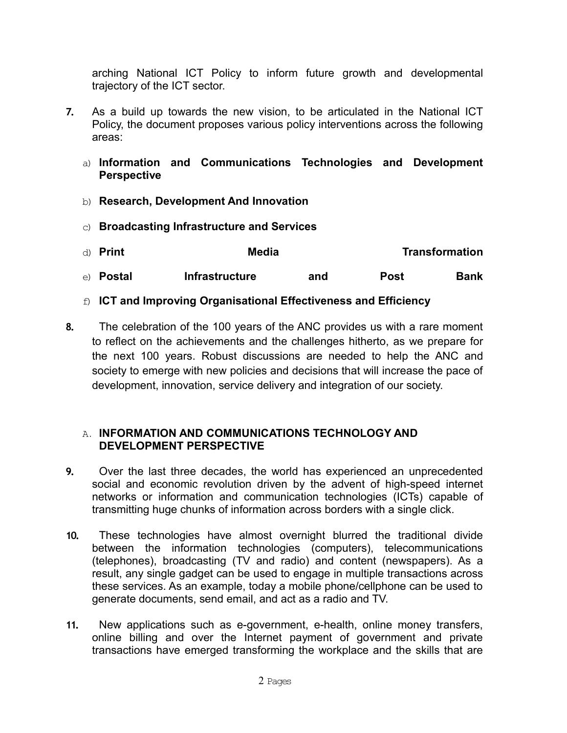arching National ICT Policy to inform future growth and developmental trajectory of the ICT sector.

7. As a build up towards the new vision, to be articulated in the National ICT Policy, the document proposes various policy interventions across the following areas:

   a) **Information and Communications Technologies and Development Perspective**

   b) **Research, Development And Innovation**

   c) **Broadcasting Infrastructure and Services**

   d) **Print Media Transformation**

   e) **Postal Infrastructure and Post Bank**

   f) **ICT and Improving Organisational Effectiveness and Efficiency**

8. The celebration of the 100 years of the ANC provides us with a rare moment to reflect on the achievements and the challenges hitherto, as we prepare for the next 100 years. Robust discussions are needed to help the ANC and society to emerge with new policies and decisions that will increase the pace of development, innovation, service delivery and integration of our society.

## A. INFORMATION AND COMMUNICATIONS TECHNOLOGY AND DEVELOPMENT PERSPECTIVE

9. Over the last three decades, the world has experienced an unprecedented social and economic revolution driven by the advent of high-speed internet networks or information and communication technologies (ICTs) capable of transmitting huge chunks of information across borders with a single click.

10. These technologies have almost overnight blurred the traditional divide between the information technologies (computers), telecommunications (telephones), broadcasting (TV and radio) and content (newspapers). As a result, any single gadget can be used to engage in multiple transactions across these services. As an example, today a mobile phone/cellphone can be used to generate documents, send email, and act as a radio and TV.

11. New applications such as e-government, e-health, online money transfers, online billing and over the Internet payment of government and private transactions have emerged transforming the workplace and the skills that are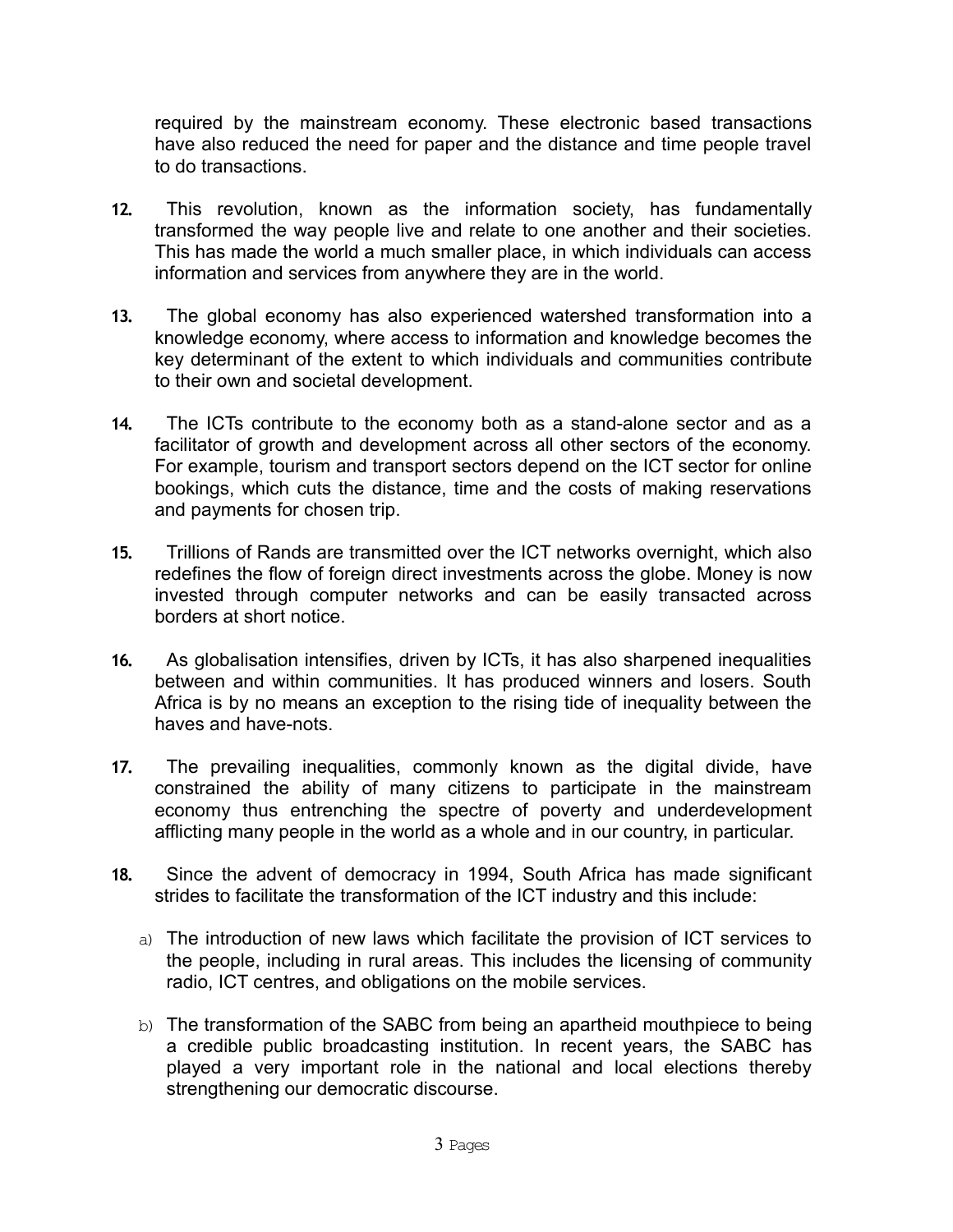required by the mainstream economy. These electronic based transactions have also reduced the need for paper and the distance and time people travel to do transactions.

12. This revolution, known as the information society, has fundamentally transformed the way people live and relate to one another and their societies. This has made the world a much smaller place, in which individuals can access information and services from anywhere they are in the world.

13. The global economy has also experienced watershed transformation into a knowledge economy, where access to information and knowledge becomes the key determinant of the extent to which individuals and communities contribute to their own and societal development.

14. The ICTs contribute to the economy both as a stand-alone sector and as a facilitator of growth and development across all other sectors of the economy. For example, tourism and transport sectors depend on the ICT sector for online bookings, which cuts the distance, time and the costs of making reservations and payments for chosen trip.

15. Trillions of Rands are transmitted over the ICT networks overnight, which also redefines the flow of foreign direct investments across the globe. Money is now invested through computer networks and can be easily transacted across borders at short notice.

16. As globalisation intensifies, driven by ICTs, it has also sharpened inequalities between and within communities. It has produced winners and losers. South Africa is by no means an exception to the rising tide of inequality between the haves and have-nots.

17. The prevailing inequalities, commonly known as the digital divide, have constrained the ability of many citizens to participate in the mainstream economy thus entrenching the spectre of poverty and underdevelopment afflicting many people in the world as a whole and in our country, in particular.

18. Since the advent of democracy in 1994, South Africa has made significant strides to facilitate the transformation of the ICT industry and this include:

    a) The introduction of new laws which facilitate the provision of ICT services to the people, including in rural areas. This includes the licensing of community radio, ICT centres, and obligations on the mobile services.

    b) The transformation of the SABC from being an apartheid mouthpiece to being a credible public broadcasting institution. In recent years, the SABC has played a very important role in the national and local elections thereby strengthening our democratic discourse.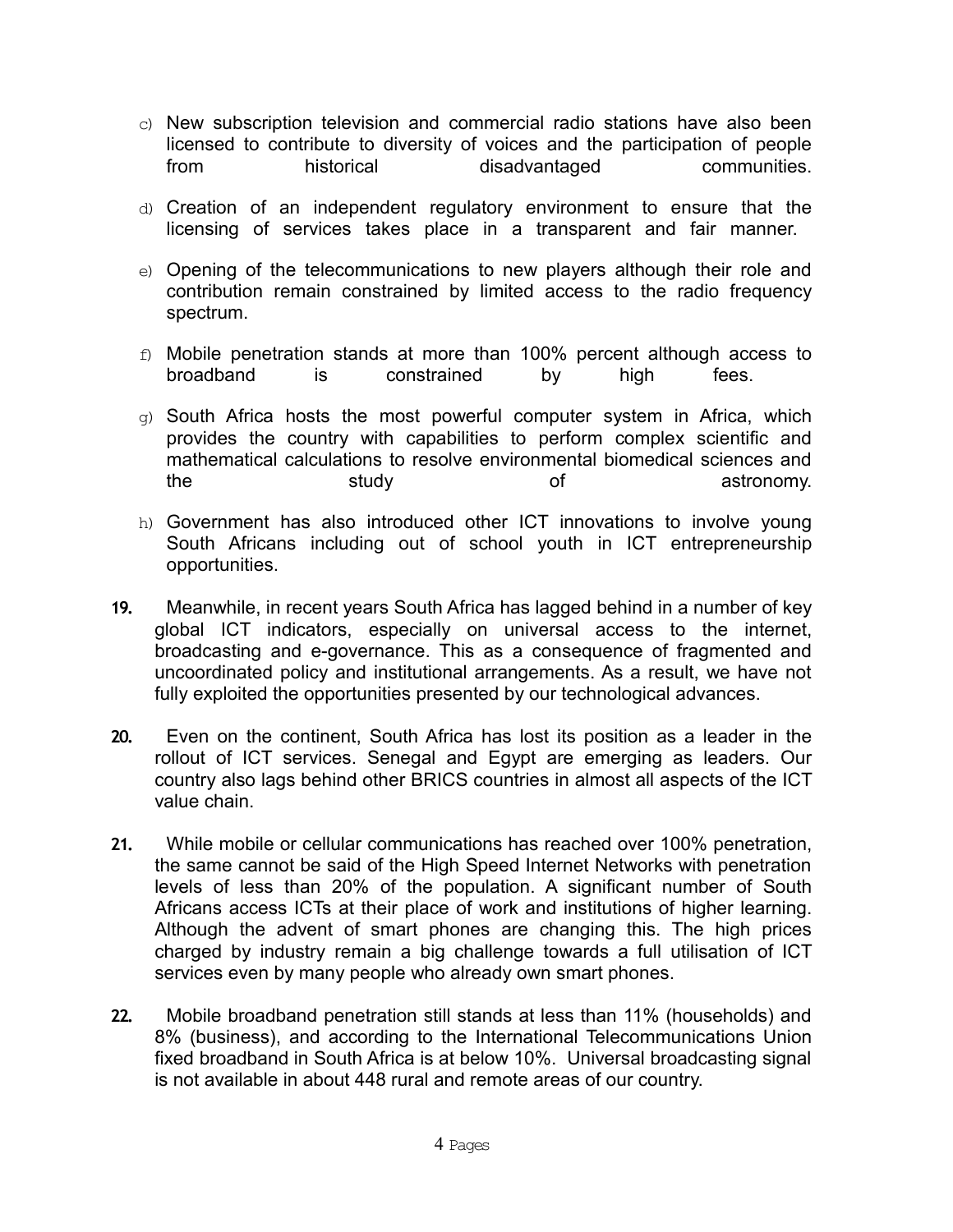c) New subscription television and commercial radio stations have also been licensed to contribute to diversity of voices and the participation of people from historical disadvantaged communities.

d) Creation of an independent regulatory environment to ensure that the licensing of services takes place in a transparent and fair manner.

e) Opening of the telecommunications to new players although their role and contribution remain constrained by limited access to the radio frequency spectrum.

f) Mobile penetration stands at more than 100% percent although access to broadband is constrained by high fees.

g) South Africa hosts the most powerful computer system in Africa, which provides the country with capabilities to perform complex scientific and mathematical calculations to resolve environmental biomedical sciences and the study of astronomy.

h) Government has also introduced other ICT innovations to involve young South Africans including out of school youth in ICT entrepreneurship opportunities.

**19.** Meanwhile, in recent years South Africa has lagged behind in a number of key global ICT indicators, especially on universal access to the internet, broadcasting and e-governance. This as a consequence of fragmented and uncoordinated policy and institutional arrangements. As a result, we have not fully exploited the opportunities presented by our technological advances.

**20.** Even on the continent, South Africa has lost its position as a leader in the rollout of ICT services. Senegal and Egypt are emerging as leaders. Our country also lags behind other BRICS countries in almost all aspects of the ICT value chain.

**21.** While mobile or cellular communications has reached over 100% penetration, the same cannot be said of the High Speed Internet Networks with penetration levels of less than 20% of the population. A significant number of South Africans access ICTs at their place of work and institutions of higher learning. Although the advent of smart phones are changing this. The high prices charged by industry remain a big challenge towards a full utilisation of ICT services even by many people who already own smart phones.

**22.** Mobile broadband penetration still stands at less than 11% (households) and 8% (business), and according to the International Telecommunications Union fixed broadband in South Africa is at below 10%. Universal broadcasting signal is not available in about 448 rural and remote areas of our country.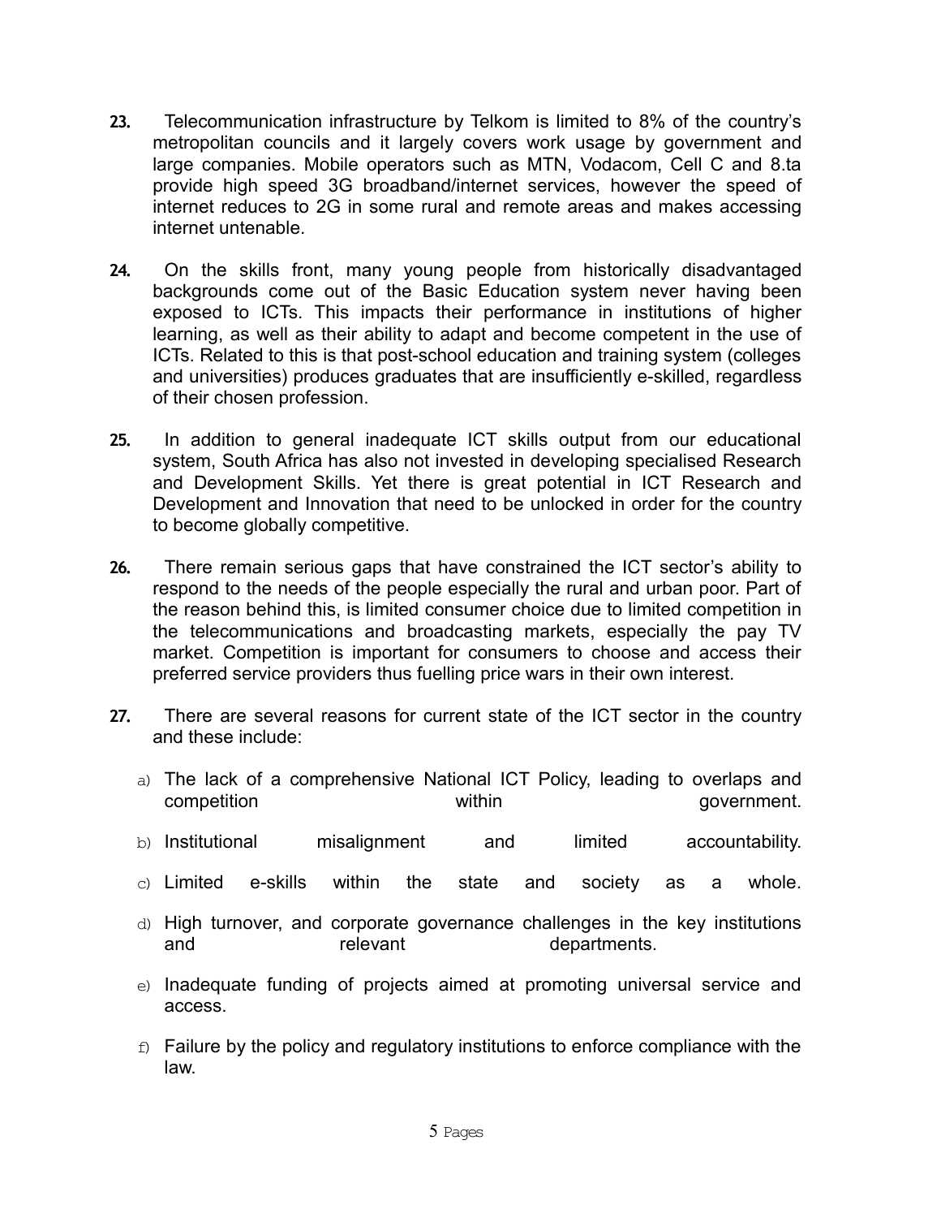23. Telecommunication infrastructure by Telkom is limited to 8% of the country's metropolitan councils and it largely covers work usage by government and large companies. Mobile operators such as MTN, Vodacom, Cell C and 8.ta provide high speed 3G broadband/internet services, however the speed of internet reduces to 2G in some rural and remote areas and makes accessing internet untenable.

24. On the skills front, many young people from historically disadvantaged backgrounds come out of the Basic Education system never having been exposed to ICTs. This impacts their performance in institutions of higher learning, as well as their ability to adapt and become competent in the use of ICTs. Related to this is that post-school education and training system (colleges and universities) produces graduates that are insufficiently e-skilled, regardless of their chosen profession.

25. In addition to general inadequate ICT skills output from our educational system, South Africa has also not invested in developing specialised Research and Development Skills. Yet there is great potential in ICT Research and Development and Innovation that need to be unlocked in order for the country to become globally competitive.

26. There remain serious gaps that have constrained the ICT sector's ability to respond to the needs of the people especially the rural and urban poor. Part of the reason behind this, is limited consumer choice due to limited competition in the telecommunications and broadcasting markets, especially the pay TV market. Competition is important for consumers to choose and access their preferred service providers thus fuelling price wars in their own interest.

27. There are several reasons for current state of the ICT sector in the country and these include:

    a) The lack of a comprehensive National ICT Policy, leading to overlaps and competition within government.
    b) Institutional misalignment and limited accountability.
    c) Limited e-skills within the state and society as a whole.
    d) High turnover, and corporate governance challenges in the key institutions and relevant departments.
    e) Inadequate funding of projects aimed at promoting universal service and access.
    f) Failure by the policy and regulatory institutions to enforce compliance with the law.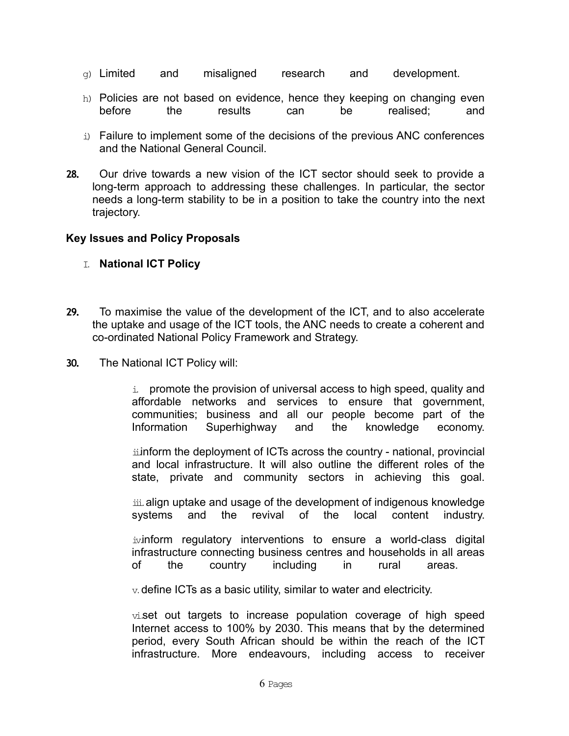g) Limited and misaligned research and development.

h) Policies are not based on evidence, hence they keeping on changing even before the results can be realised; and

i) Failure to implement some of the decisions of the previous ANC conferences and the National General Council.

**28.** Our drive towards a new vision of the ICT sector should seek to provide a long-term approach to addressing these challenges. In particular, the sector needs a long-term stability to be in a position to take the country into the next trajectory.

**Key Issues and Policy Proposals**

I. **National ICT Policy**

**29.** To maximise the value of the development of the ICT, and to also accelerate the uptake and usage of the ICT tools, the ANC needs to create a coherent and co-ordinated National Policy Framework and Strategy.

**30.** The National ICT Policy will:

i. promote the provision of universal access to high speed, quality and affordable networks and services to ensure that government, communities; business and all our people become part of the Information Superhighway and the knowledge economy.

ii. inform the deployment of ICTs across the country - national, provincial and local infrastructure. It will also outline the different roles of the state, private and community sectors in achieving this goal.

iii. align uptake and usage of the development of indigenous knowledge systems and the revival of the local content industry.

iv. inform regulatory interventions to ensure a world-class digital infrastructure connecting business centres and households in all areas of the country including in rural areas.

v. define ICTs as a basic utility, similar to water and electricity.

vi. set out targets to increase population coverage of high speed Internet access to 100% by 2030. This means that by the determined period, every South African should be within the reach of the ICT infrastructure. More endeavours, including access to receiver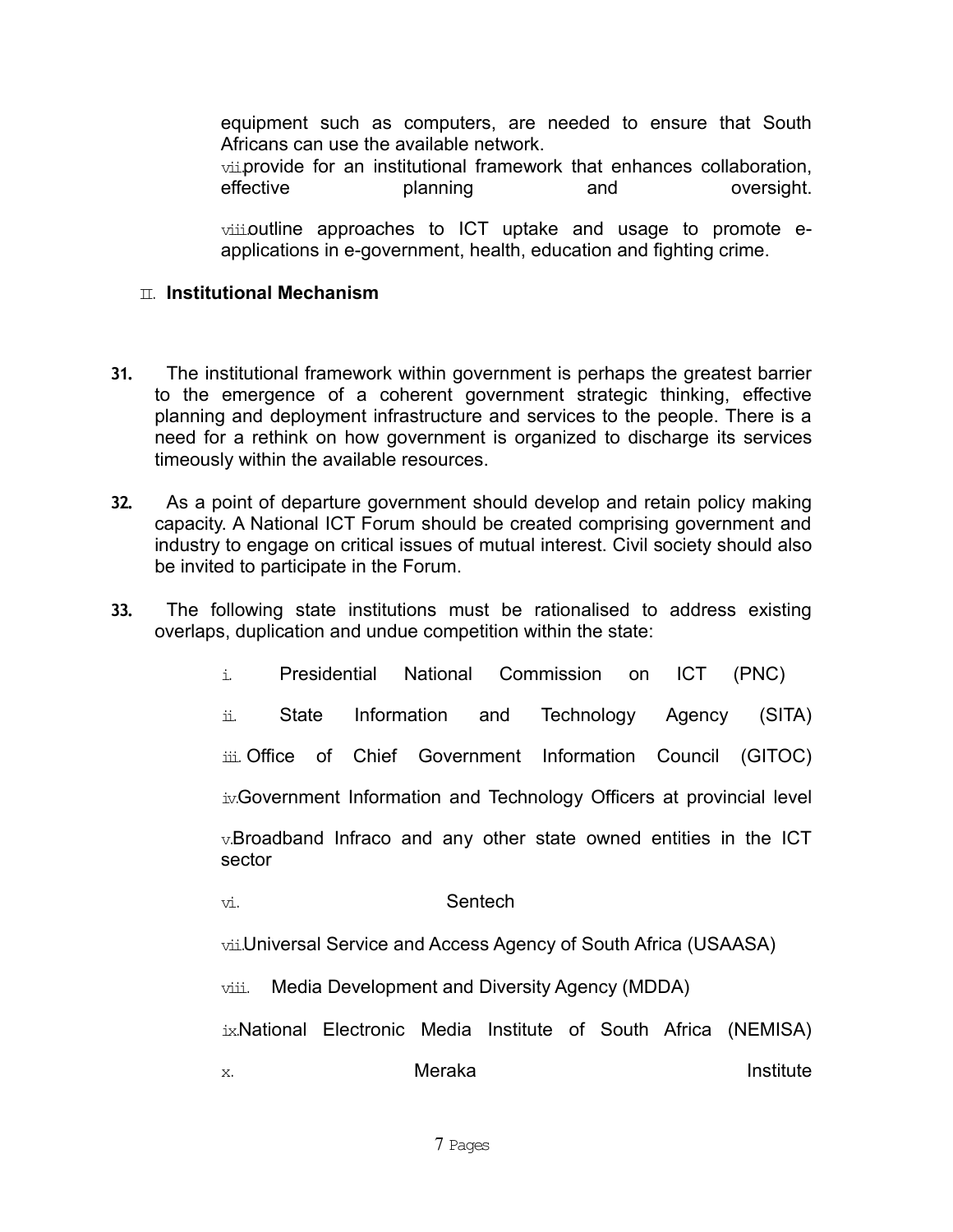equipment such as computers, are needed to ensure that South Africans can use the available network.

vii. provide for an institutional framework that enhances collaboration, effective planning and oversight.

viii. outline approaches to ICT uptake and usage to promote e-applications in e-government, health, education and fighting crime.

## II. Institutional Mechanism

**31.** The institutional framework within government is perhaps the greatest barrier to the emergence of a coherent government strategic thinking, effective planning and deployment infrastructure and services to the people. There is a need for a rethink on how government is organized to discharge its services timeously within the available resources.

**32.** As a point of departure government should develop and retain policy making capacity. A National ICT Forum should be created comprising government and industry to engage on critical issues of mutual interest. Civil society should also be invited to participate in the Forum.

**33.** The following state institutions must be rationalised to address existing overlaps, duplication and undue competition within the state:

i. Presidential National Commission on ICT (PNC)

ii. State Information and Technology Agency (SITA)

iii. Office of Chief Government Information Council (GITOC)

iv. Government Information and Technology Officers at provincial level

v. Broadband Infraco and any other state owned entities in the ICT sector

vi. Sentech

vii. Universal Service and Access Agency of South Africa (USAASA)

viii. Media Development and Diversity Agency (MDDA)

ix. National Electronic Media Institute of South Africa (NEMISA)

x. Meraka Institute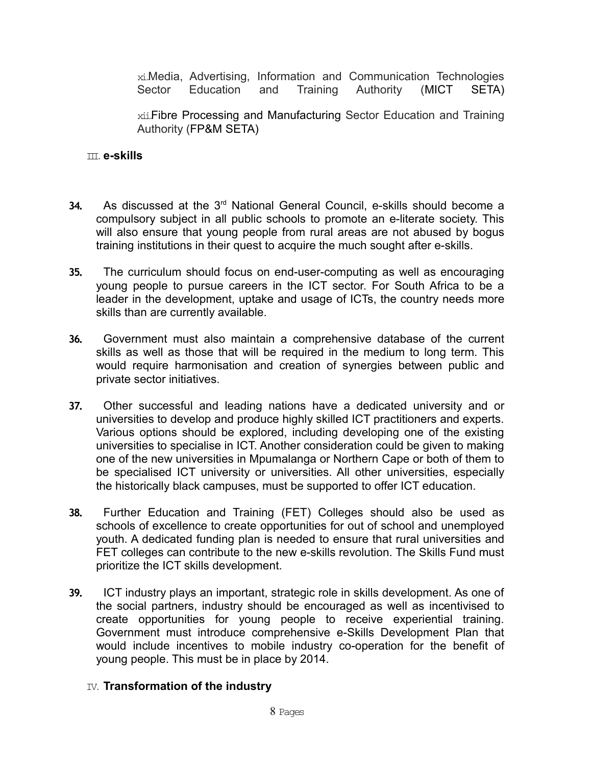xi. Media, Advertising, Information and Communication Technologies Sector Education and Training Authority (MICT SETA)

xii. Fibre Processing and Manufacturing Sector Education and Training Authority (FP&M SETA)

III. **e-skills**

34. As discussed at the 3rd National General Council, e-skills should become a compulsory subject in all public schools to promote an e-literate society. This will also ensure that young people from rural areas are not abused by bogus training institutions in their quest to acquire the much sought after e-skills.

35. The curriculum should focus on end-user-computing as well as encouraging young people to pursue careers in the ICT sector. For South Africa to be a leader in the development, uptake and usage of ICTs, the country needs more skills than are currently available.

36. Government must also maintain a comprehensive database of the current skills as well as those that will be required in the medium to long term. This would require harmonisation and creation of synergies between public and private sector initiatives.

37. Other successful and leading nations have a dedicated university and or universities to develop and produce highly skilled ICT practitioners and experts. Various options should be explored, including developing one of the existing universities to specialise in ICT. Another consideration could be given to making one of the new universities in Mpumalanga or Northern Cape or both of them to be specialised ICT university or universities. All other universities, especially the historically black campuses, must be supported to offer ICT education.

38. Further Education and Training (FET) Colleges should also be used as schools of excellence to create opportunities for out of school and unemployed youth. A dedicated funding plan is needed to ensure that rural universities and FET colleges can contribute to the new e-skills revolution. The Skills Fund must prioritize the ICT skills development.

39. ICT industry plays an important, strategic role in skills development. As one of the social partners, industry should be encouraged as well as incentivised to create opportunities for young people to receive experiential training. Government must introduce comprehensive e-Skills Development Plan that would include incentives to mobile industry co-operation for the benefit of young people. This must be in place by 2014.

IV. **Transformation of the industry**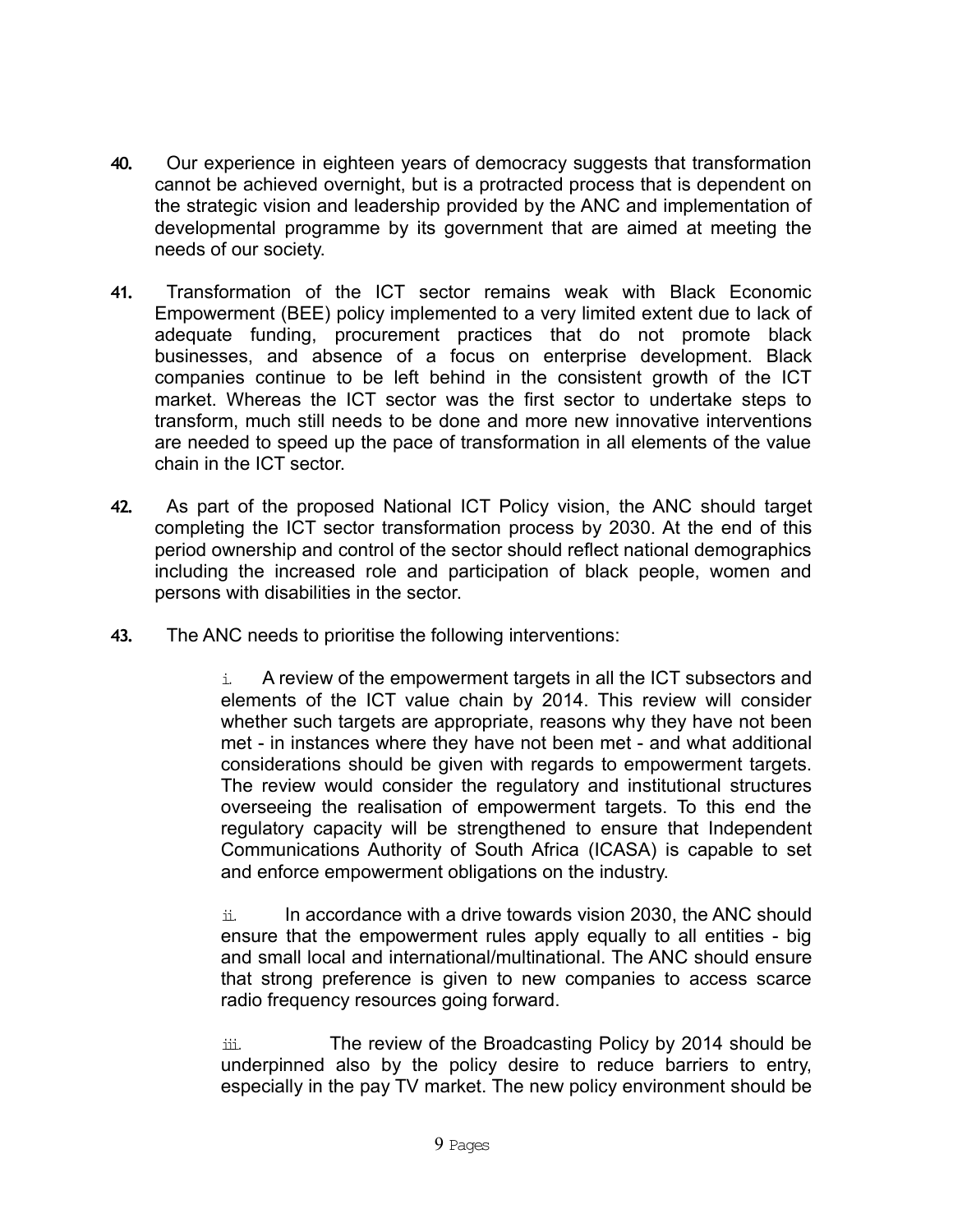40. Our experience in eighteen years of democracy suggests that transformation cannot be achieved overnight, but is a protracted process that is dependent on the strategic vision and leadership provided by the ANC and implementation of developmental programme by its government that are aimed at meeting the needs of our society.

41. Transformation of the ICT sector remains weak with Black Economic Empowerment (BEE) policy implemented to a very limited extent due to lack of adequate funding, procurement practices that do not promote black businesses, and absence of a focus on enterprise development. Black companies continue to be left behind in the consistent growth of the ICT market. Whereas the ICT sector was the first sector to undertake steps to transform, much still needs to be done and more new innovative interventions are needed to speed up the pace of transformation in all elements of the value chain in the ICT sector.

42. As part of the proposed National ICT Policy vision, the ANC should target completing the ICT sector transformation process by 2030. At the end of this period ownership and control of the sector should reflect national demographics including the increased role and participation of black people, women and persons with disabilities in the sector.

43. The ANC needs to prioritise the following interventions:

i. A review of the empowerment targets in all the ICT subsectors and elements of the ICT value chain by 2014. This review will consider whether such targets are appropriate, reasons why they have not been met - in instances where they have not been met - and what additional considerations should be given with regards to empowerment targets. The review would consider the regulatory and institutional structures overseeing the realisation of empowerment targets. To this end the regulatory capacity will be strengthened to ensure that Independent Communications Authority of South Africa (ICASA) is capable to set and enforce empowerment obligations on the industry.

ii. In accordance with a drive towards vision 2030, the ANC should ensure that the empowerment rules apply equally to all entities - big and small local and international/multinational. The ANC should ensure that strong preference is given to new companies to access scarce radio frequency resources going forward.

iii. The review of the Broadcasting Policy by 2014 should be underpinned also by the policy desire to reduce barriers to entry, especially in the pay TV market. The new policy environment should be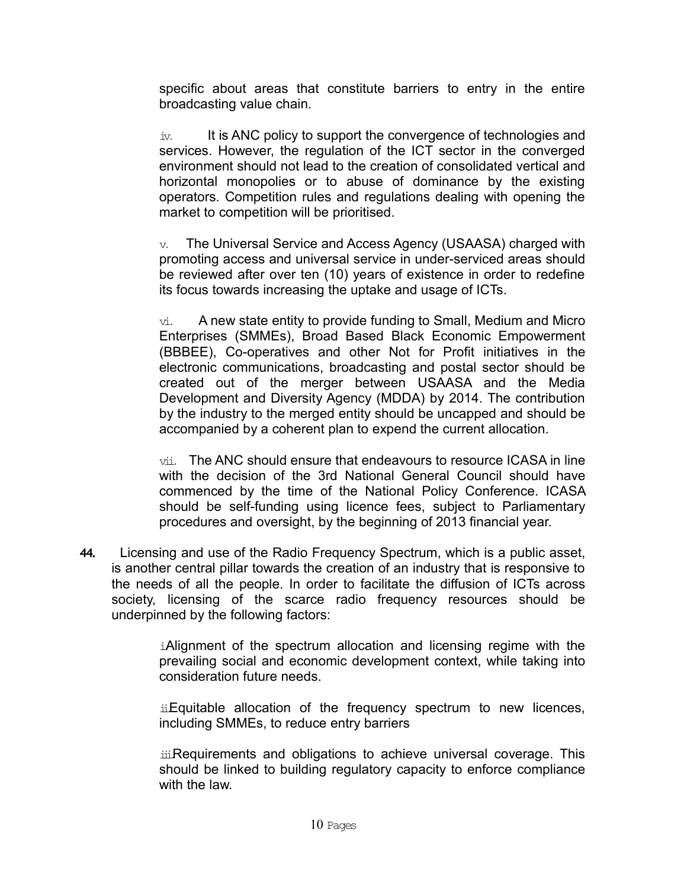specific about areas that constitute barriers to entry in the entire broadcasting value chain.

iv. It is ANC policy to support the convergence of technologies and services. However, the regulation of the ICT sector in the converged environment should not lead to the creation of consolidated vertical and horizontal monopolies or to abuse of dominance by the existing operators. Competition rules and regulations dealing with opening the market to competition will be prioritised.

v. The Universal Service and Access Agency (USAASA) charged with promoting access and universal service in under-serviced areas should be reviewed after over ten (10) years of existence in order to redefine its focus towards increasing the uptake and usage of ICTs.

vi. A new state entity to provide funding to Small, Medium and Micro Enterprises (SMMEs), Broad Based Black Economic Empowerment (BBBEE), Co-operatives and other Not for Profit initiatives in the electronic communications, broadcasting and postal sector should be created out of the merger between USAASA and the Media Development and Diversity Agency (MDDA) by 2014. The contribution by the industry to the merged entity should be uncapped and should be accompanied by a coherent plan to expend the current allocation.

vii. The ANC should ensure that endeavours to resource ICASA in line with the decision of the 3rd National General Council should have commenced by the time of the National Policy Conference. ICASA should be self-funding using licence fees, subject to Parliamentary procedures and oversight, by the beginning of 2013 financial year.

**44.** Licensing and use of the Radio Frequency Spectrum, which is a public asset, is another central pillar towards the creation of an industry that is responsive to the needs of all the people. In order to facilitate the diffusion of ICTs across society, licensing of the scarce radio frequency resources should be underpinned by the following factors:

i. Alignment of the spectrum allocation and licensing regime with the prevailing social and economic development context, while taking into consideration future needs.

ii. Equitable allocation of the frequency spectrum to new licences, including SMMEs, to reduce entry barriers

iii. Requirements and obligations to achieve universal coverage. This should be linked to building regulatory capacity to enforce compliance with the law.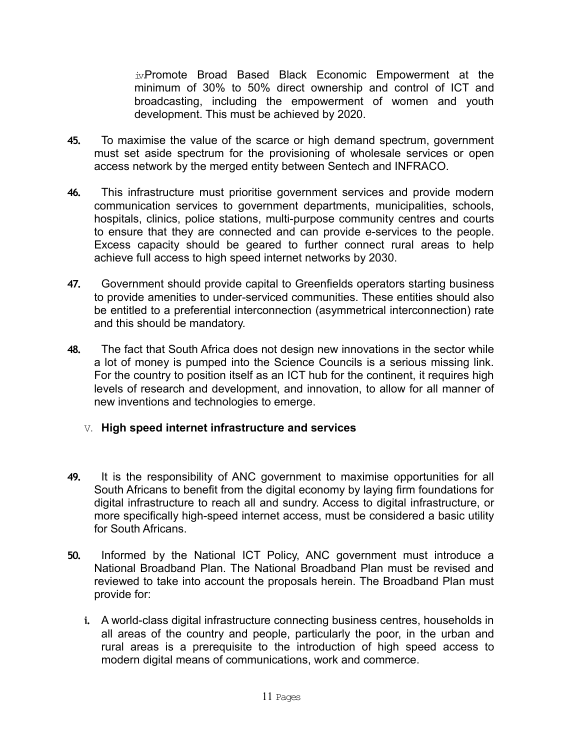iv. Promote Broad Based Black Economic Empowerment at the minimum of 30% to 50% direct ownership and control of ICT and broadcasting, including the empowerment of women and youth development. This must be achieved by 2020.

**45.** To maximise the value of the scarce or high demand spectrum, government must set aside spectrum for the provisioning of wholesale services or open access network by the merged entity between Sentech and INFRACO.

**46.** This infrastructure must prioritise government services and provide modern communication services to government departments, municipalities, schools, hospitals, clinics, police stations, multi-purpose community centres and courts to ensure that they are connected and can provide e-services to the people. Excess capacity should be geared to further connect rural areas to help achieve full access to high speed internet networks by 2030.

**47.** Government should provide capital to Greenfields operators starting business to provide amenities to under-serviced communities. These entities should also be entitled to a preferential interconnection (asymmetrical interconnection) rate and this should be mandatory.

**48.** The fact that South Africa does not design new innovations in the sector while a lot of money is pumped into the Science Councils is a serious missing link. For the country to position itself as an ICT hub for the continent, it requires high levels of research and development, and innovation, to allow for all manner of new inventions and technologies to emerge.

### V. High speed internet infrastructure and services

**49.** It is the responsibility of ANC government to maximise opportunities for all South Africans to benefit from the digital economy by laying firm foundations for digital infrastructure to reach all and sundry. Access to digital infrastructure, or more specifically high-speed internet access, must be considered a basic utility for South Africans.

**50.** Informed by the National ICT Policy, ANC government must introduce a National Broadband Plan. The National Broadband Plan must be revised and reviewed to take into account the proposals herein. The Broadband Plan must provide for:

i. A world-class digital infrastructure connecting business centres, households in all areas of the country and people, particularly the poor, in the urban and rural areas is a prerequisite to the introduction of high speed access to modern digital means of communications, work and commerce.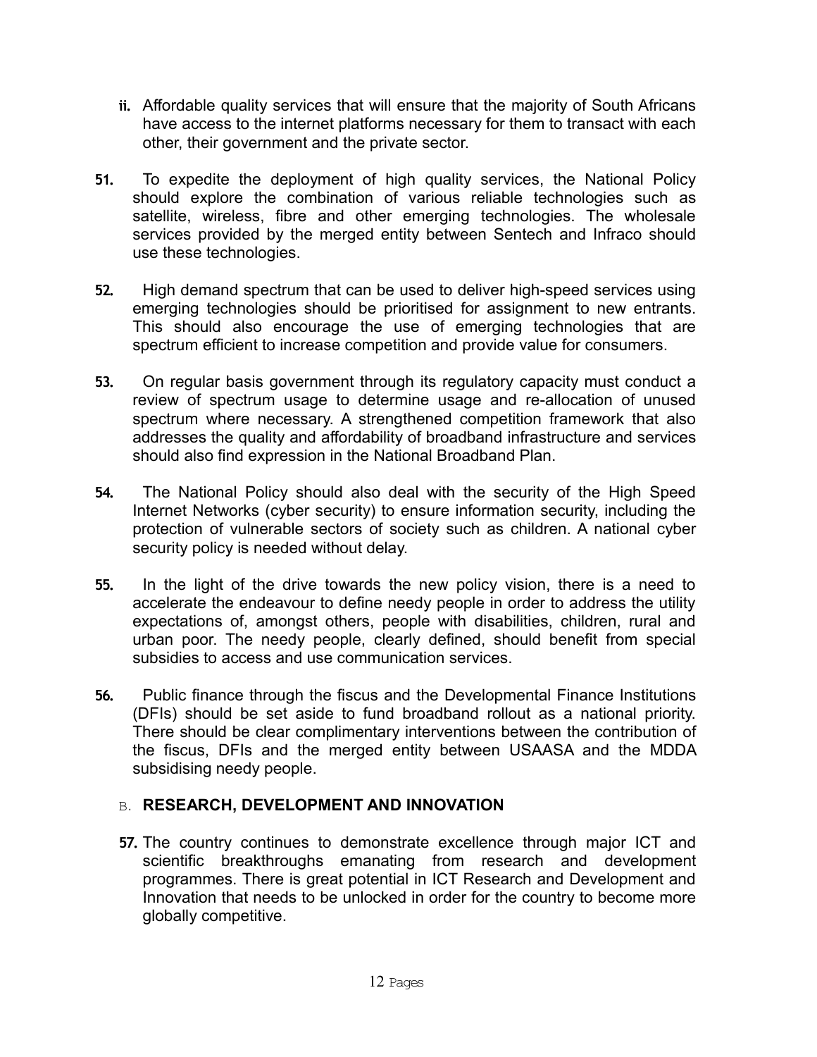ii. Affordable quality services that will ensure that the majority of South Africans have access to the internet platforms necessary for them to transact with each other, their government and the private sector.

**51.** To expedite the deployment of high quality services, the National Policy should explore the combination of various reliable technologies such as satellite, wireless, fibre and other emerging technologies. The wholesale services provided by the merged entity between Sentech and Infraco should use these technologies.

**52.** High demand spectrum that can be used to deliver high-speed services using emerging technologies should be prioritised for assignment to new entrants. This should also encourage the use of emerging technologies that are spectrum efficient to increase competition and provide value for consumers.

**53.** On regular basis government through its regulatory capacity must conduct a review of spectrum usage to determine usage and re-allocation of unused spectrum where necessary. A strengthened competition framework that also addresses the quality and affordability of broadband infrastructure and services should also find expression in the National Broadband Plan.

**54.** The National Policy should also deal with the security of the High Speed Internet Networks (cyber security) to ensure information security, including the protection of vulnerable sectors of society such as children. A national cyber security policy is needed without delay.

**55.** In the light of the drive towards the new policy vision, there is a need to accelerate the endeavour to define needy people in order to address the utility expectations of, amongst others, people with disabilities, children, rural and urban poor. The needy people, clearly defined, should benefit from special subsidies to access and use communication services.

**56.** Public finance through the fiscus and the Developmental Finance Institutions (DFIs) should be set aside to fund broadband rollout as a national priority. There should be clear complimentary interventions between the contribution of the fiscus, DFIs and the merged entity between USAASA and the MDDA subsidising needy people.

## B. RESEARCH, DEVELOPMENT AND INNOVATION

**57.** The country continues to demonstrate excellence through major ICT and scientific breakthroughs emanating from research and development programmes. There is great potential in ICT Research and Development and Innovation that needs to be unlocked in order for the country to become more globally competitive.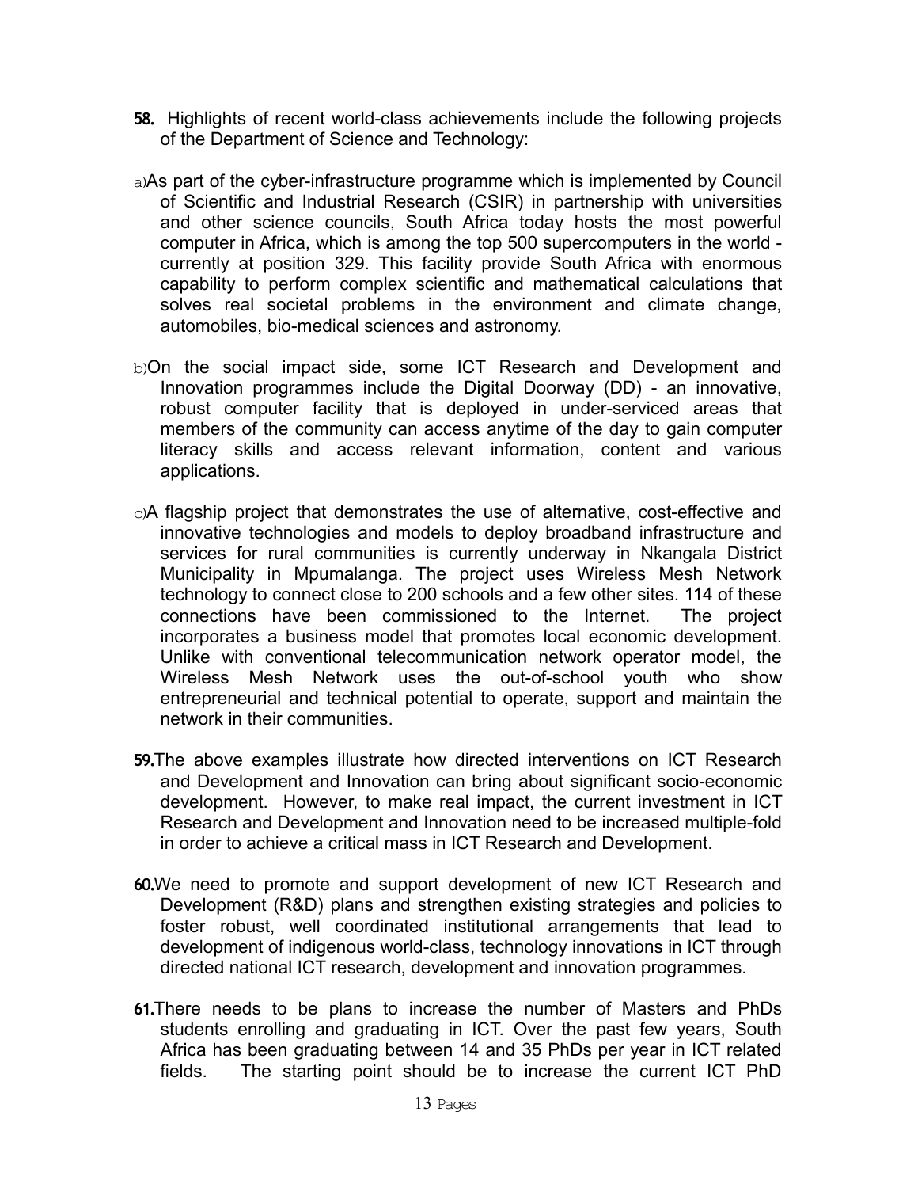**58.** Highlights of recent world-class achievements include the following projects of the Department of Science and Technology:

a) As part of the cyber-infrastructure programme which is implemented by Council of Scientific and Industrial Research (CSIR) in partnership with universities and other science councils, South Africa today hosts the most powerful computer in Africa, which is among the top 500 supercomputers in the world - currently at position 329. This facility provide South Africa with enormous capability to perform complex scientific and mathematical calculations that solves real societal problems in the environment and climate change, automobiles, bio-medical sciences and astronomy.

b) On the social impact side, some ICT Research and Development and Innovation programmes include the Digital Doorway (DD) - an innovative, robust computer facility that is deployed in under-serviced areas that members of the community can access anytime of the day to gain computer literacy skills and access relevant information, content and various applications.

c) A flagship project that demonstrates the use of alternative, cost-effective and innovative technologies and models to deploy broadband infrastructure and services for rural communities is currently underway in Nkangala District Municipality in Mpumalanga. The project uses Wireless Mesh Network technology to connect close to 200 schools and a few other sites. 114 of these connections have been commissioned to the Internet. The project incorporates a business model that promotes local economic development. Unlike with conventional telecommunication network operator model, the Wireless Mesh Network uses the out-of-school youth who show entrepreneurial and technical potential to operate, support and maintain the network in their communities.

**59.** The above examples illustrate how directed interventions on ICT Research and Development and Innovation can bring about significant socio-economic development. However, to make real impact, the current investment in ICT Research and Development and Innovation need to be increased multiple-fold in order to achieve a critical mass in ICT Research and Development.

**60.** We need to promote and support development of new ICT Research and Development (R&D) plans and strengthen existing strategies and policies to foster robust, well coordinated institutional arrangements that lead to development of indigenous world-class, technology innovations in ICT through directed national ICT research, development and innovation programmes.

**61.** There needs to be plans to increase the number of Masters and PhDs students enrolling and graduating in ICT. Over the past few years, South Africa has been graduating between 14 and 35 PhDs per year in ICT related fields. The starting point should be to increase the current ICT PhD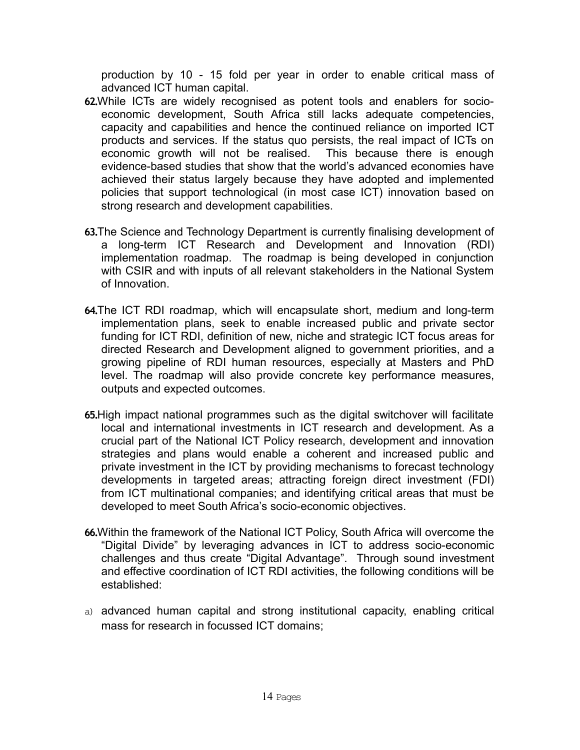production by 10 - 15 fold per year in order to enable critical mass of advanced ICT human capital.

**62.** While ICTs are widely recognised as potent tools and enablers for socio-economic development, South Africa still lacks adequate competencies, capacity and capabilities and hence the continued reliance on imported ICT products and services. If the status quo persists, the real impact of ICTs on economic growth will not be realised. This because there is enough evidence-based studies that show that the world's advanced economies have achieved their status largely because they have adopted and implemented policies that support technological (in most case ICT) innovation based on strong research and development capabilities.

**63.** The Science and Technology Department is currently finalising development of a long-term ICT Research and Development and Innovation (RDI) implementation roadmap. The roadmap is being developed in conjunction with CSIR and with inputs of all relevant stakeholders in the National System of Innovation.

**64.** The ICT RDI roadmap, which will encapsulate short, medium and long-term implementation plans, seek to enable increased public and private sector funding for ICT RDI, definition of new, niche and strategic ICT focus areas for directed Research and Development aligned to government priorities, and a growing pipeline of RDI human resources, especially at Masters and PhD level. The roadmap will also provide concrete key performance measures, outputs and expected outcomes.

**65.** High impact national programmes such as the digital switchover will facilitate local and international investments in ICT research and development. As a crucial part of the National ICT Policy research, development and innovation strategies and plans would enable a coherent and increased public and private investment in the ICT by providing mechanisms to forecast technology developments in targeted areas; attracting foreign direct investment (FDI) from ICT multinational companies; and identifying critical areas that must be developed to meet South Africa's socio-economic objectives.

**66.** Within the framework of the National ICT Policy, South Africa will overcome the "Digital Divide" by leveraging advances in ICT to address socio-economic challenges and thus create "Digital Advantage". Through sound investment and effective coordination of ICT RDI activities, the following conditions will be established:

a) advanced human capital and strong institutional capacity, enabling critical mass for research in focussed ICT domains;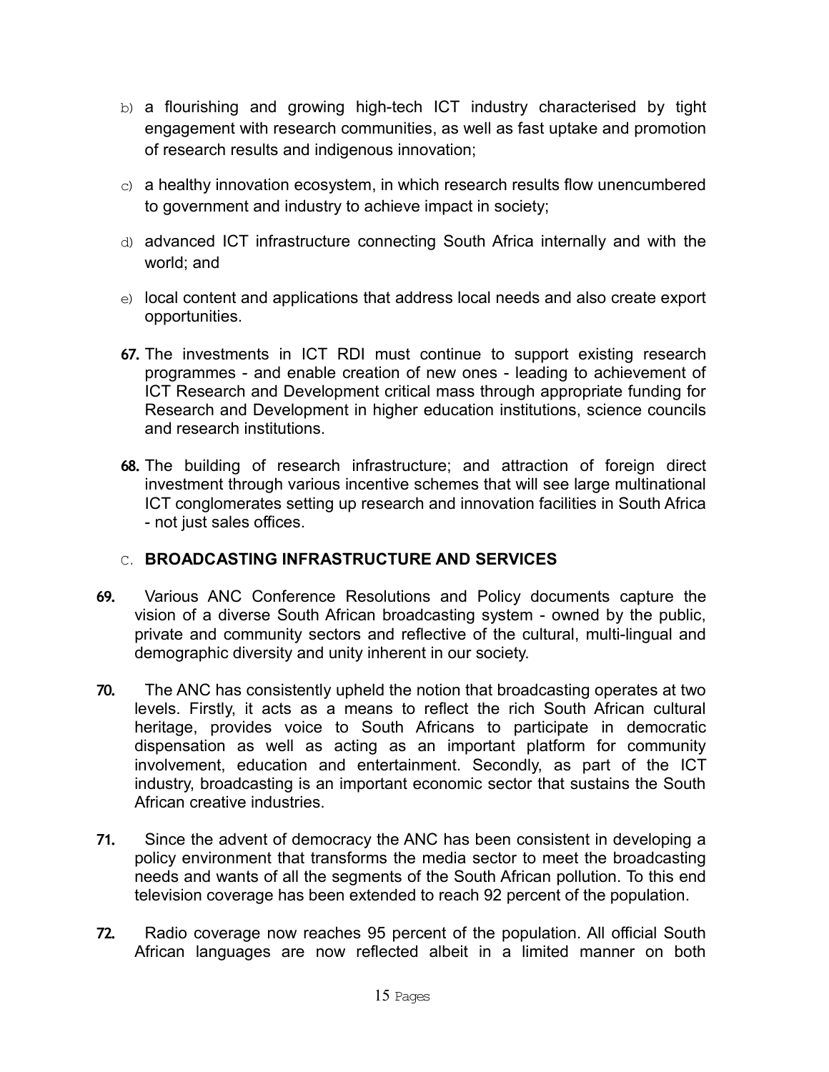b) a flourishing and growing high-tech ICT industry characterised by tight engagement with research communities, as well as fast uptake and promotion of research results and indigenous innovation;

c) a healthy innovation ecosystem, in which research results flow unencumbered to government and industry to achieve impact in society;

d) advanced ICT infrastructure connecting South Africa internally and with the world; and

e) local content and applications that address local needs and also create export opportunities.

**67.** The investments in ICT RDI must continue to support existing research programmes - and enable creation of new ones - leading to achievement of ICT Research and Development critical mass through appropriate funding for Research and Development in higher education institutions, science councils and research institutions.

**68.** The building of research infrastructure; and attraction of foreign direct investment through various incentive schemes that will see large multinational ICT conglomerates setting up research and innovation facilities in South Africa - not just sales offices.

### C. BROADCASTING INFRASTRUCTURE AND SERVICES

**69.** Various ANC Conference Resolutions and Policy documents capture the vision of a diverse South African broadcasting system - owned by the public, private and community sectors and reflective of the cultural, multi-lingual and demographic diversity and unity inherent in our society.

**70.** The ANC has consistently upheld the notion that broadcasting operates at two levels. Firstly, it acts as a means to reflect the rich South African cultural heritage, provides voice to South Africans to participate in democratic dispensation as well as acting as an important platform for community involvement, education and entertainment. Secondly, as part of the ICT industry, broadcasting is an important economic sector that sustains the South African creative industries.

**71.** Since the advent of democracy the ANC has been consistent in developing a policy environment that transforms the media sector to meet the broadcasting needs and wants of all the segments of the South African pollution. To this end television coverage has been extended to reach 92 percent of the population.

**72.** Radio coverage now reaches 95 percent of the population. All official South African languages are now reflected albeit in a limited manner on both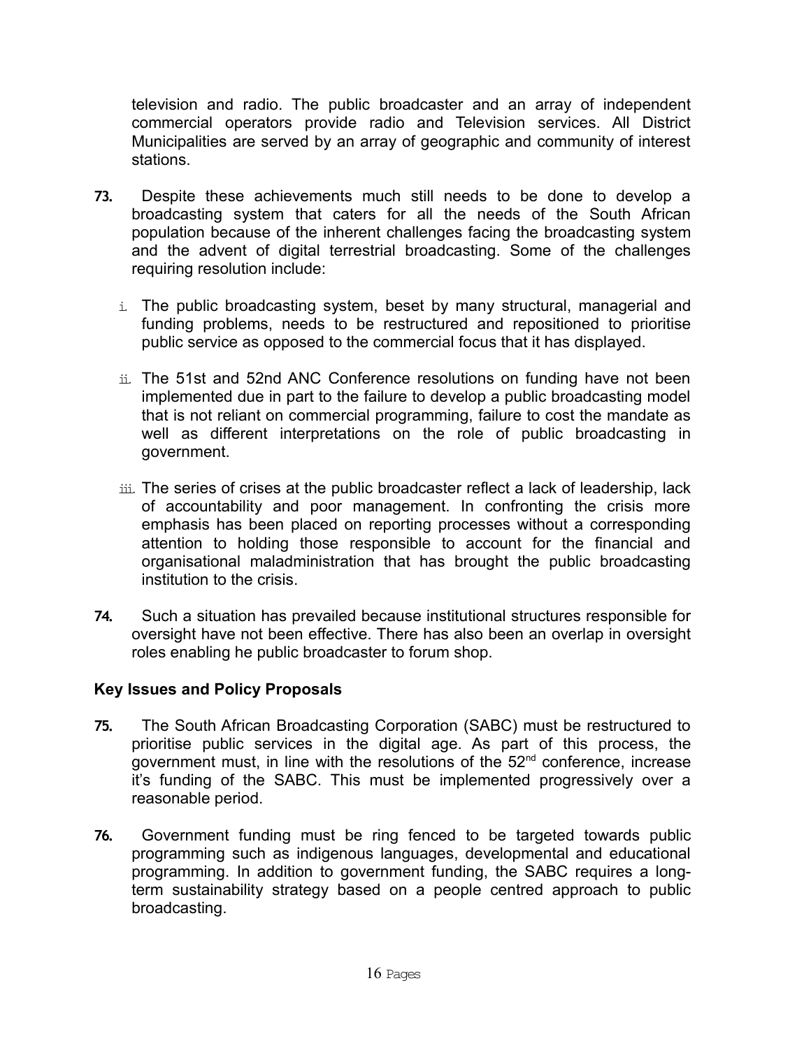television and radio. The public broadcaster and an array of independent commercial operators provide radio and Television services. All District Municipalities are served by an array of geographic and community of interest stations.

**73.** Despite these achievements much still needs to be done to develop a broadcasting system that caters for all the needs of the South African population because of the inherent challenges facing the broadcasting system and the advent of digital terrestrial broadcasting. Some of the challenges requiring resolution include:

i. The public broadcasting system, beset by many structural, managerial and funding problems, needs to be restructured and repositioned to prioritise public service as opposed to the commercial focus that it has displayed.

ii. The 51st and 52nd ANC Conference resolutions on funding have not been implemented due in part to the failure to develop a public broadcasting model that is not reliant on commercial programming, failure to cost the mandate as well as different interpretations on the role of public broadcasting in government.

iii. The series of crises at the public broadcaster reflect a lack of leadership, lack of accountability and poor management. In confronting the crisis more emphasis has been placed on reporting processes without a corresponding attention to holding those responsible to account for the financial and organisational maladministration that has brought the public broadcasting institution to the crisis.

**74.** Such a situation has prevailed because institutional structures responsible for oversight have not been effective. There has also been an overlap in oversight roles enabling he public broadcaster to forum shop.

### Key Issues and Policy Proposals

**75.** The South African Broadcasting Corporation (SABC) must be restructured to prioritise public services in the digital age. As part of this process, the government must, in line with the resolutions of the 52nd conference, increase it's funding of the SABC. This must be implemented progressively over a reasonable period.

**76.** Government funding must be ring fenced to be targeted towards public programming such as indigenous languages, developmental and educational programming. In addition to government funding, the SABC requires a long-term sustainability strategy based on a people centred approach to public broadcasting.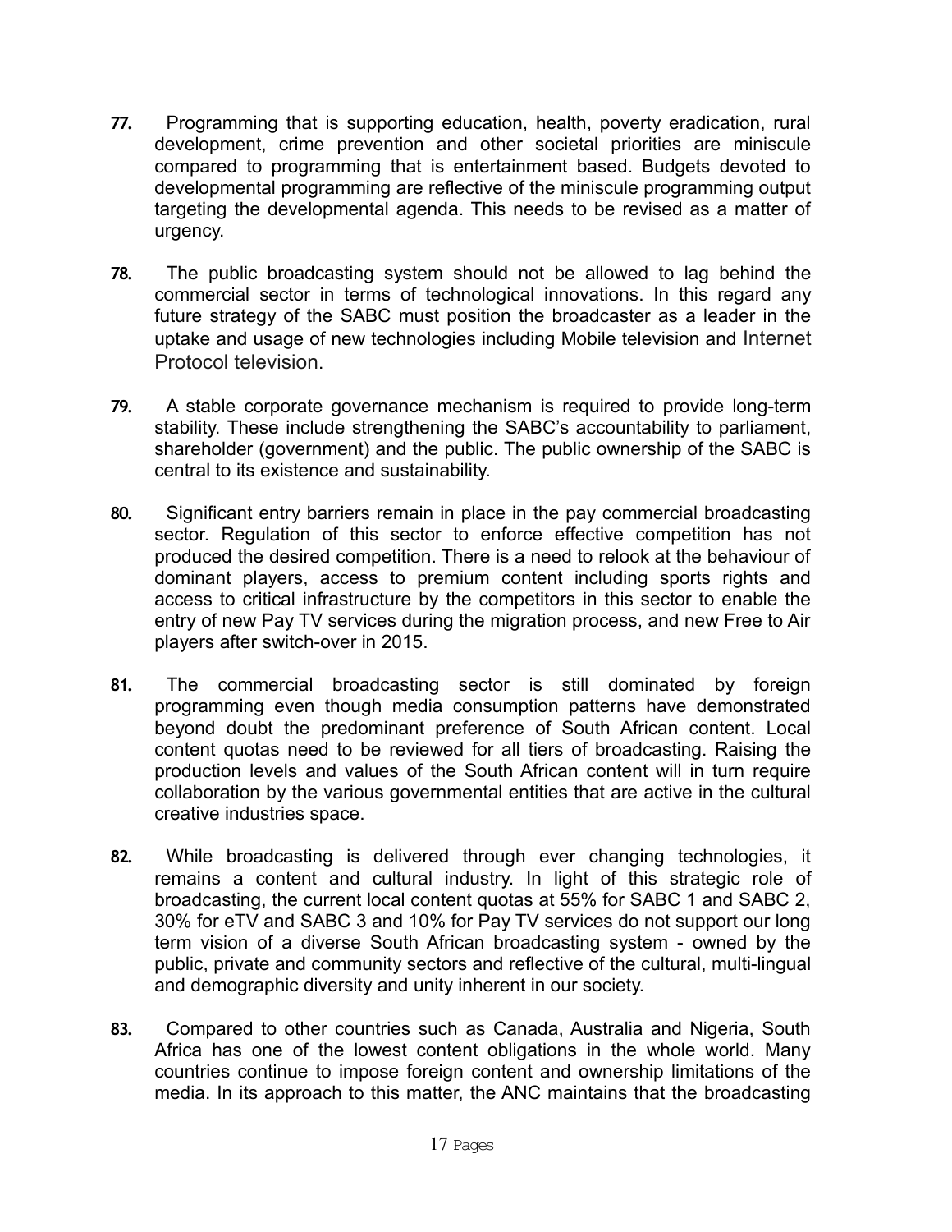77. Programming that is supporting education, health, poverty eradication, rural development, crime prevention and other societal priorities are miniscule compared to programming that is entertainment based. Budgets devoted to developmental programming are reflective of the miniscule programming output targeting the developmental agenda. This needs to be revised as a matter of urgency.

78. The public broadcasting system should not be allowed to lag behind the commercial sector in terms of technological innovations. In this regard any future strategy of the SABC must position the broadcaster as a leader in the uptake and usage of new technologies including Mobile television and Internet Protocol television.

79. A stable corporate governance mechanism is required to provide long-term stability. These include strengthening the SABC's accountability to parliament, shareholder (government) and the public. The public ownership of the SABC is central to its existence and sustainability.

80. Significant entry barriers remain in place in the pay commercial broadcasting sector. Regulation of this sector to enforce effective competition has not produced the desired competition. There is a need to relook at the behaviour of dominant players, access to premium content including sports rights and access to critical infrastructure by the competitors in this sector to enable the entry of new Pay TV services during the migration process, and new Free to Air players after switch-over in 2015.

81. The commercial broadcasting sector is still dominated by foreign programming even though media consumption patterns have demonstrated beyond doubt the predominant preference of South African content. Local content quotas need to be reviewed for all tiers of broadcasting. Raising the production levels and values of the South African content will in turn require collaboration by the various governmental entities that are active in the cultural creative industries space.

82. While broadcasting is delivered through ever changing technologies, it remains a content and cultural industry. In light of this strategic role of broadcasting, the current local content quotas at 55% for SABC 1 and SABC 2, 30% for eTV and SABC 3 and 10% for Pay TV services do not support our long term vision of a diverse South African broadcasting system - owned by the public, private and community sectors and reflective of the cultural, multi-lingual and demographic diversity and unity inherent in our society.

83. Compared to other countries such as Canada, Australia and Nigeria, South Africa has one of the lowest content obligations in the whole world. Many countries continue to impose foreign content and ownership limitations of the media. In its approach to this matter, the ANC maintains that the broadcasting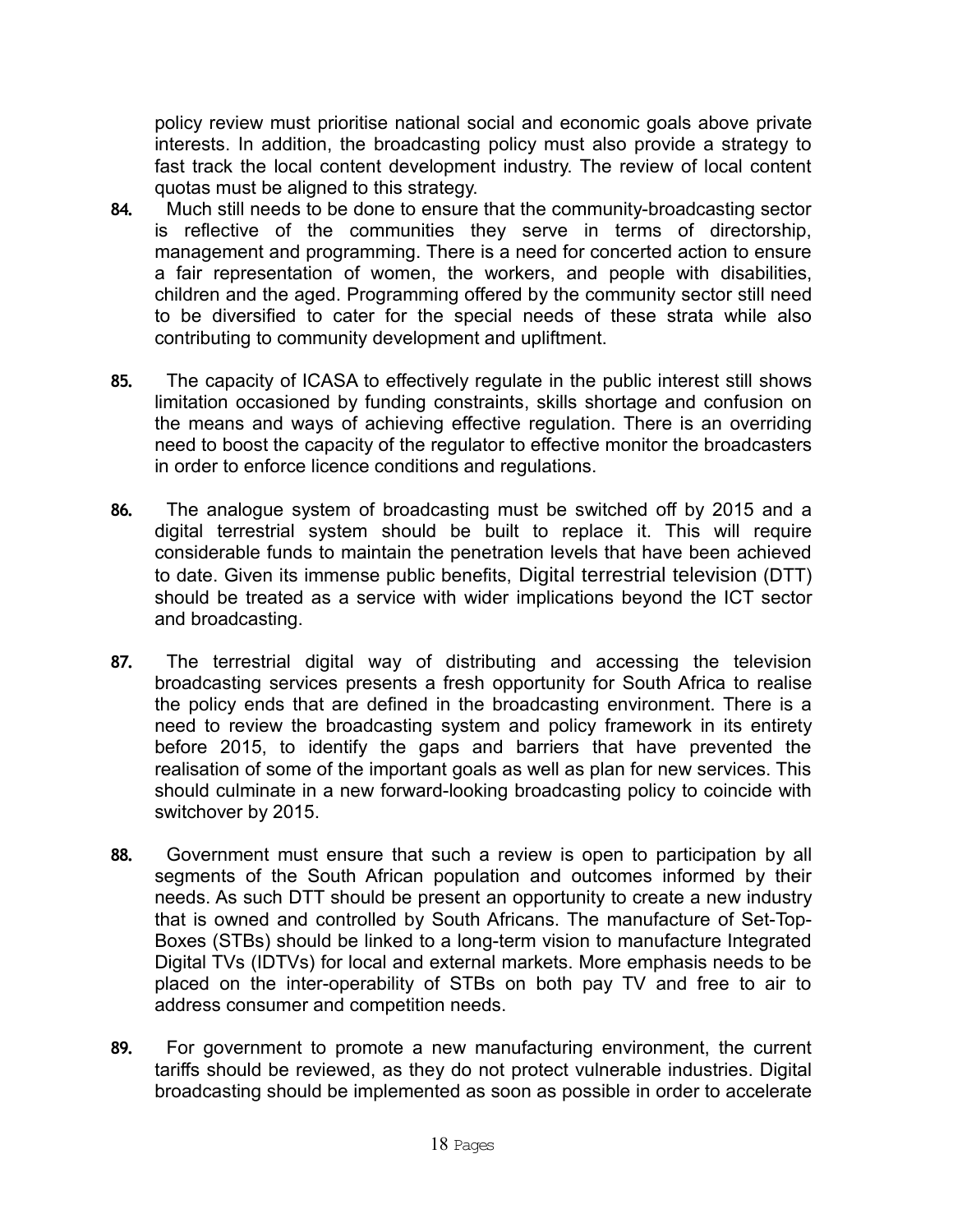policy review must prioritise national social and economic goals above private interests. In addition, the broadcasting policy must also provide a strategy to fast track the local content development industry. The review of local content quotas must be aligned to this strategy.

84. Much still needs to be done to ensure that the community-broadcasting sector is reflective of the communities they serve in terms of directorship, management and programming. There is a need for concerted action to ensure a fair representation of women, the workers, and people with disabilities, children and the aged. Programming offered by the community sector still need to be diversified to cater for the special needs of these strata while also contributing to community development and upliftment.

85. The capacity of ICASA to effectively regulate in the public interest still shows limitation occasioned by funding constraints, skills shortage and confusion on the means and ways of achieving effective regulation. There is an overriding need to boost the capacity of the regulator to effective monitor the broadcasters in order to enforce licence conditions and regulations.

86. The analogue system of broadcasting must be switched off by 2015 and a digital terrestrial system should be built to replace it. This will require considerable funds to maintain the penetration levels that have been achieved to date. Given its immense public benefits, Digital terrestrial television (DTT) should be treated as a service with wider implications beyond the ICT sector and broadcasting.

87. The terrestrial digital way of distributing and accessing the television broadcasting services presents a fresh opportunity for South Africa to realise the policy ends that are defined in the broadcasting environment. There is a need to review the broadcasting system and policy framework in its entirety before 2015, to identify the gaps and barriers that have prevented the realisation of some of the important goals as well as plan for new services. This should culminate in a new forward-looking broadcasting policy to coincide with switchover by 2015.

88. Government must ensure that such a review is open to participation by all segments of the South African population and outcomes informed by their needs. As such DTT should be present an opportunity to create a new industry that is owned and controlled by South Africans. The manufacture of Set-Top-Boxes (STBs) should be linked to a long-term vision to manufacture Integrated Digital TVs (IDTVs) for local and external markets. More emphasis needs to be placed on the inter-operability of STBs on both pay TV and free to air to address consumer and competition needs.

89. For government to promote a new manufacturing environment, the current tariffs should be reviewed, as they do not protect vulnerable industries. Digital broadcasting should be implemented as soon as possible in order to accelerate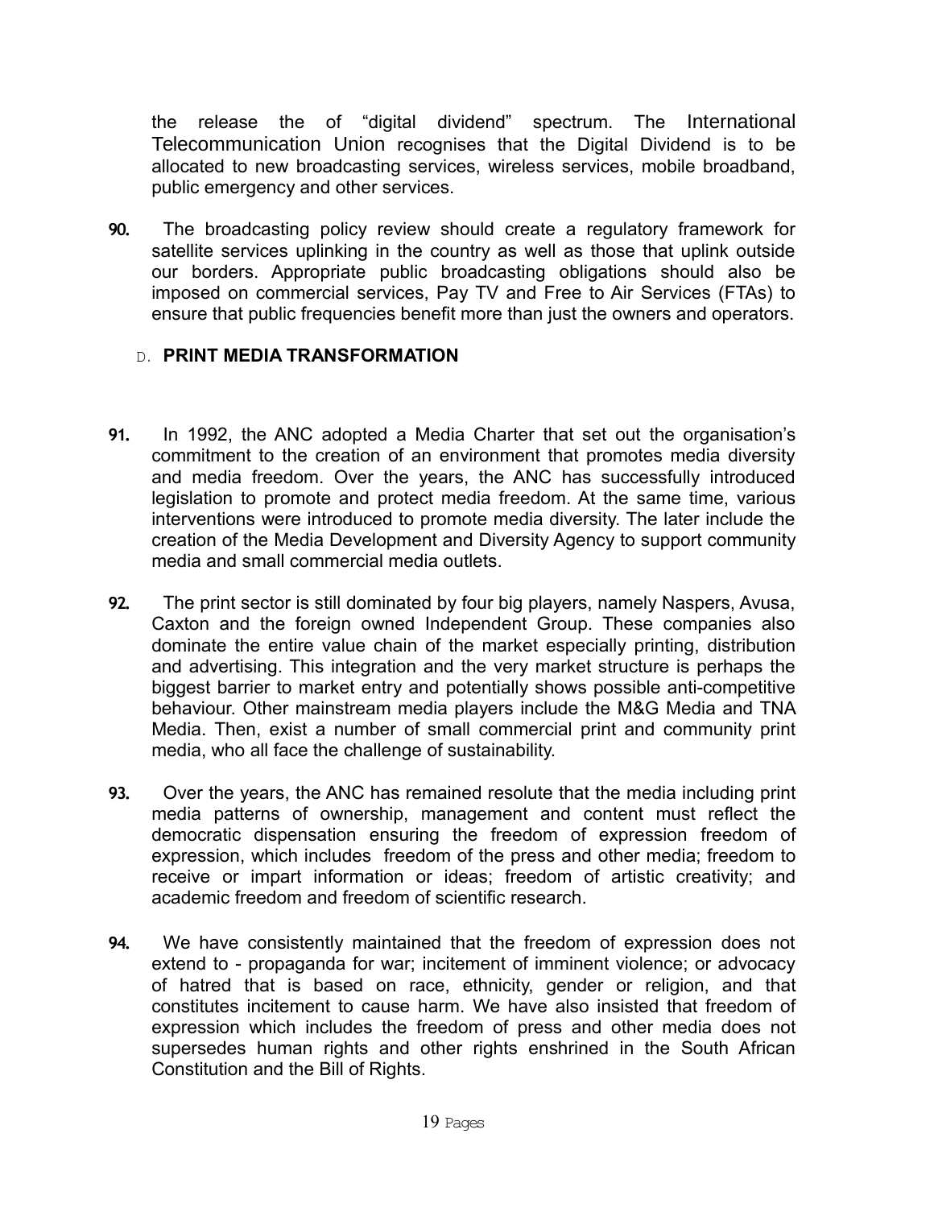the release the of "digital dividend" spectrum. The International Telecommunication Union recognises that the Digital Dividend is to be allocated to new broadcasting services, wireless services, mobile broadband, public emergency and other services.

**90.** The broadcasting policy review should create a regulatory framework for satellite services uplinking in the country as well as those that uplink outside our borders. Appropriate public broadcasting obligations should also be imposed on commercial services, Pay TV and Free to Air Services (FTAs) to ensure that public frequencies benefit more than just the owners and operators.

## D. PRINT MEDIA TRANSFORMATION

**91.** In 1992, the ANC adopted a Media Charter that set out the organisation's commitment to the creation of an environment that promotes media diversity and media freedom. Over the years, the ANC has successfully introduced legislation to promote and protect media freedom. At the same time, various interventions were introduced to promote media diversity. The later include the creation of the Media Development and Diversity Agency to support community media and small commercial media outlets.

**92.** The print sector is still dominated by four big players, namely Naspers, Avusa, Caxton and the foreign owned Independent Group. These companies also dominate the entire value chain of the market especially printing, distribution and advertising. This integration and the very market structure is perhaps the biggest barrier to market entry and potentially shows possible anti-competitive behaviour. Other mainstream media players include the M&G Media and TNA Media. Then, exist a number of small commercial print and community print media, who all face the challenge of sustainability.

**93.** Over the years, the ANC has remained resolute that the media including print media patterns of ownership, management and content must reflect the democratic dispensation ensuring the freedom of expression freedom of expression, which includes freedom of the press and other media; freedom to receive or impart information or ideas; freedom of artistic creativity; and academic freedom and freedom of scientific research.

**94.** We have consistently maintained that the freedom of expression does not extend to - propaganda for war; incitement of imminent violence; or advocacy of hatred that is based on race, ethnicity, gender or religion, and that constitutes incitement to cause harm. We have also insisted that freedom of expression which includes the freedom of press and other media does not supersedes human rights and other rights enshrined in the South African Constitution and the Bill of Rights.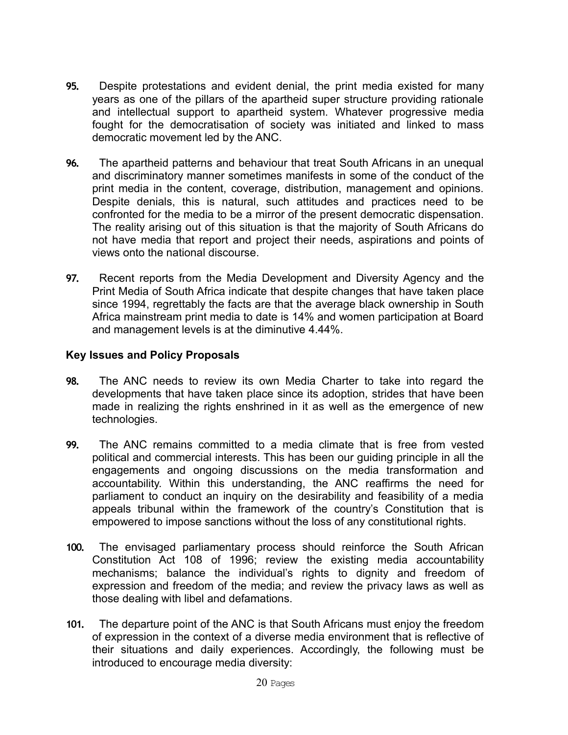95. Despite protestations and evident denial, the print media existed for many years as one of the pillars of the apartheid super structure providing rationale and intellectual support to apartheid system. Whatever progressive media fought for the democratisation of society was initiated and linked to mass democratic movement led by the ANC.

96. The apartheid patterns and behaviour that treat South Africans in an unequal and discriminatory manner sometimes manifests in some of the conduct of the print media in the content, coverage, distribution, management and opinions. Despite denials, this is natural, such attitudes and practices need to be confronted for the media to be a mirror of the present democratic dispensation. The reality arising out of this situation is that the majority of South Africans do not have media that report and project their needs, aspirations and points of views onto the national discourse.

97. Recent reports from the Media Development and Diversity Agency and the Print Media of South Africa indicate that despite changes that have taken place since 1994, regrettably the facts are that the average black ownership in South Africa mainstream print media to date is 14% and women participation at Board and management levels is at the diminutive 4.44%.

**Key Issues and Policy Proposals**

98. The ANC needs to review its own Media Charter to take into regard the developments that have taken place since its adoption, strides that have been made in realizing the rights enshrined in it as well as the emergence of new technologies.

99. The ANC remains committed to a media climate that is free from vested political and commercial interests. This has been our guiding principle in all the engagements and ongoing discussions on the media transformation and accountability. Within this understanding, the ANC reaffirms the need for parliament to conduct an inquiry on the desirability and feasibility of a media appeals tribunal within the framework of the country's Constitution that is empowered to impose sanctions without the loss of any constitutional rights.

100. The envisaged parliamentary process should reinforce the South African Constitution Act 108 of 1996; review the existing media accountability mechanisms; balance the individual's rights to dignity and freedom of expression and freedom of the media; and review the privacy laws as well as those dealing with libel and defamations.

101. The departure point of the ANC is that South Africans must enjoy the freedom of expression in the context of a diverse media environment that is reflective of their situations and daily experiences. Accordingly, the following must be introduced to encourage media diversity: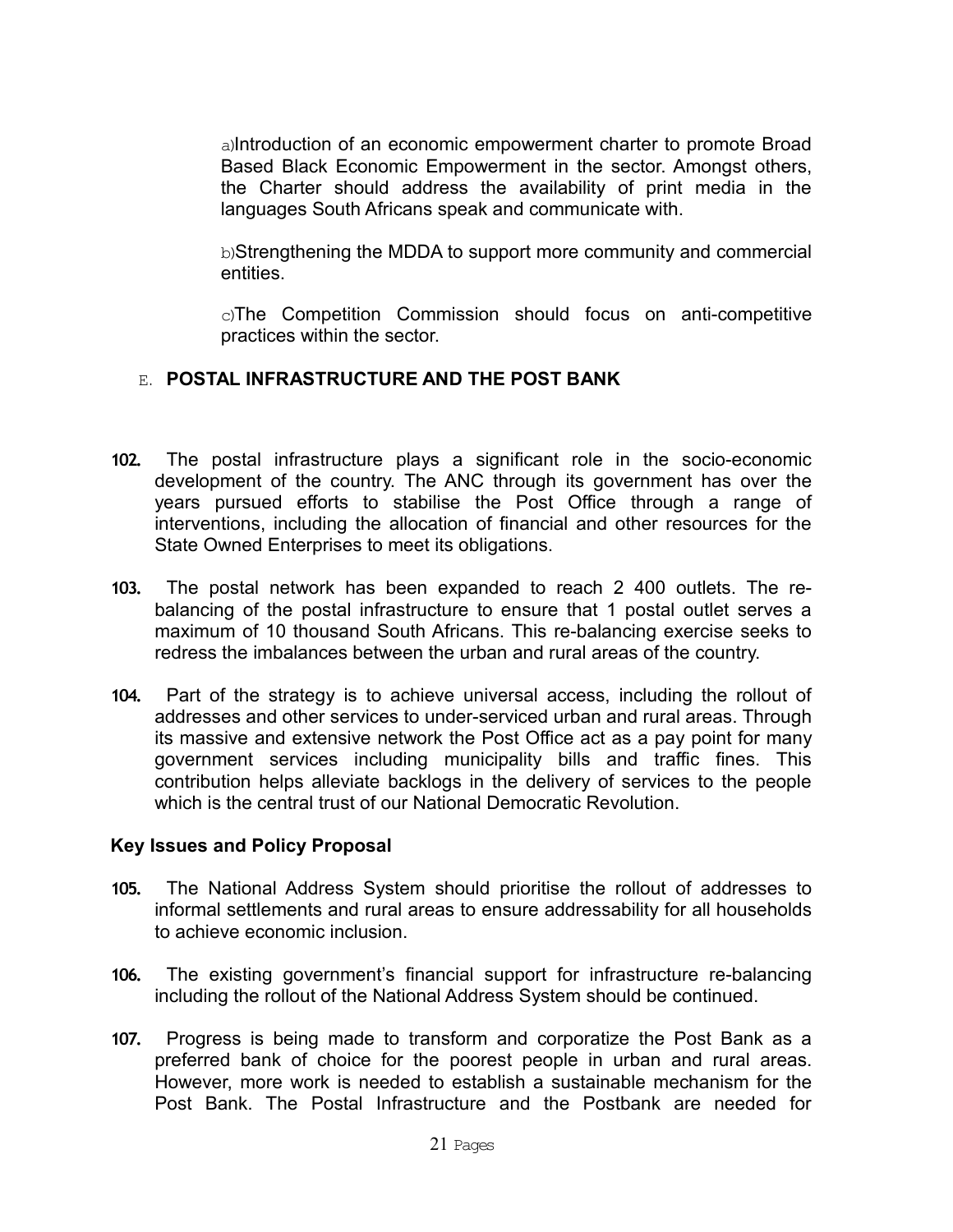a) Introduction of an economic empowerment charter to promote Broad Based Black Economic Empowerment in the sector. Amongst others, the Charter should address the availability of print media in the languages South Africans speak and communicate with.

b) Strengthening the MDDA to support more community and commercial entities.

c) The Competition Commission should focus on anti-competitive practices within the sector.

## E. POSTAL INFRASTRUCTURE AND THE POST BANK

**102.** The postal infrastructure plays a significant role in the socio-economic development of the country. The ANC through its government has over the years pursued efforts to stabilise the Post Office through a range of interventions, including the allocation of financial and other resources for the State Owned Enterprises to meet its obligations.

**103.** The postal network has been expanded to reach 2 400 outlets. The re-balancing of the postal infrastructure to ensure that 1 postal outlet serves a maximum of 10 thousand South Africans. This re-balancing exercise seeks to redress the imbalances between the urban and rural areas of the country.

**104.** Part of the strategy is to achieve universal access, including the rollout of addresses and other services to under-serviced urban and rural areas. Through its massive and extensive network the Post Office act as a pay point for many government services including municipality bills and traffic fines. This contribution helps alleviate backlogs in the delivery of services to the people which is the central trust of our National Democratic Revolution.

### Key Issues and Policy Proposal

**105.** The National Address System should prioritise the rollout of addresses to informal settlements and rural areas to ensure addressability for all households to achieve economic inclusion.

**106.** The existing government's financial support for infrastructure re-balancing including the rollout of the National Address System should be continued.

**107.** Progress is being made to transform and corporatize the Post Bank as a preferred bank of choice for the poorest people in urban and rural areas. However, more work is needed to establish a sustainable mechanism for the Post Bank. The Postal Infrastructure and the Postbank are needed for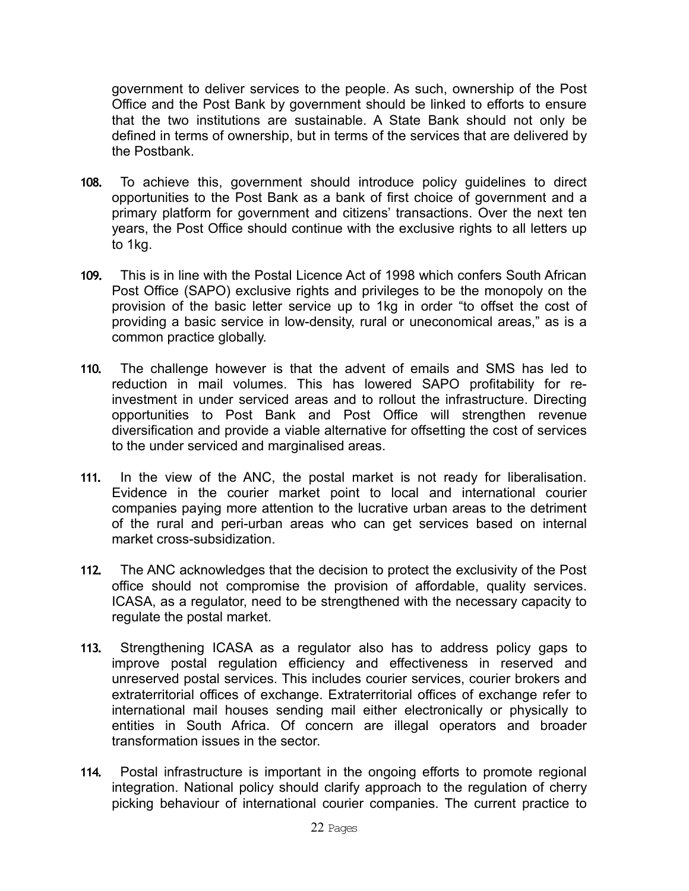government to deliver services to the people. As such, ownership of the Post Office and the Post Bank by government should be linked to efforts to ensure that the two institutions are sustainable. A State Bank should not only be defined in terms of ownership, but in terms of the services that are delivered by the Postbank.

108. To achieve this, government should introduce policy guidelines to direct opportunities to the Post Bank as a bank of first choice of government and a primary platform for government and citizens' transactions. Over the next ten years, the Post Office should continue with the exclusive rights to all letters up to 1kg.

109. This is in line with the Postal Licence Act of 1998 which confers South African Post Office (SAPO) exclusive rights and privileges to be the monopoly on the provision of the basic letter service up to 1kg in order "to offset the cost of providing a basic service in low-density, rural or uneconomical areas," as is a common practice globally.

110. The challenge however is that the advent of emails and SMS has led to reduction in mail volumes. This has lowered SAPO profitability for re-investment in under serviced areas and to rollout the infrastructure. Directing opportunities to Post Bank and Post Office will strengthen revenue diversification and provide a viable alternative for offsetting the cost of services to the under serviced and marginalised areas.

111. In the view of the ANC, the postal market is not ready for liberalisation. Evidence in the courier market point to local and international courier companies paying more attention to the lucrative urban areas to the detriment of the rural and peri-urban areas who can get services based on internal market cross-subsidization.

112. The ANC acknowledges that the decision to protect the exclusivity of the Post office should not compromise the provision of affordable, quality services. ICASA, as a regulator, need to be strengthened with the necessary capacity to regulate the postal market.

113. Strengthening ICASA as a regulator also has to address policy gaps to improve postal regulation efficiency and effectiveness in reserved and unreserved postal services. This includes courier services, courier brokers and extraterritorial offices of exchange. Extraterritorial offices of exchange refer to international mail houses sending mail either electronically or physically to entities in South Africa. Of concern are illegal operators and broader transformation issues in the sector.

114. Postal infrastructure is important in the ongoing efforts to promote regional integration. National policy should clarify approach to the regulation of cherry picking behaviour of international courier companies. The current practice to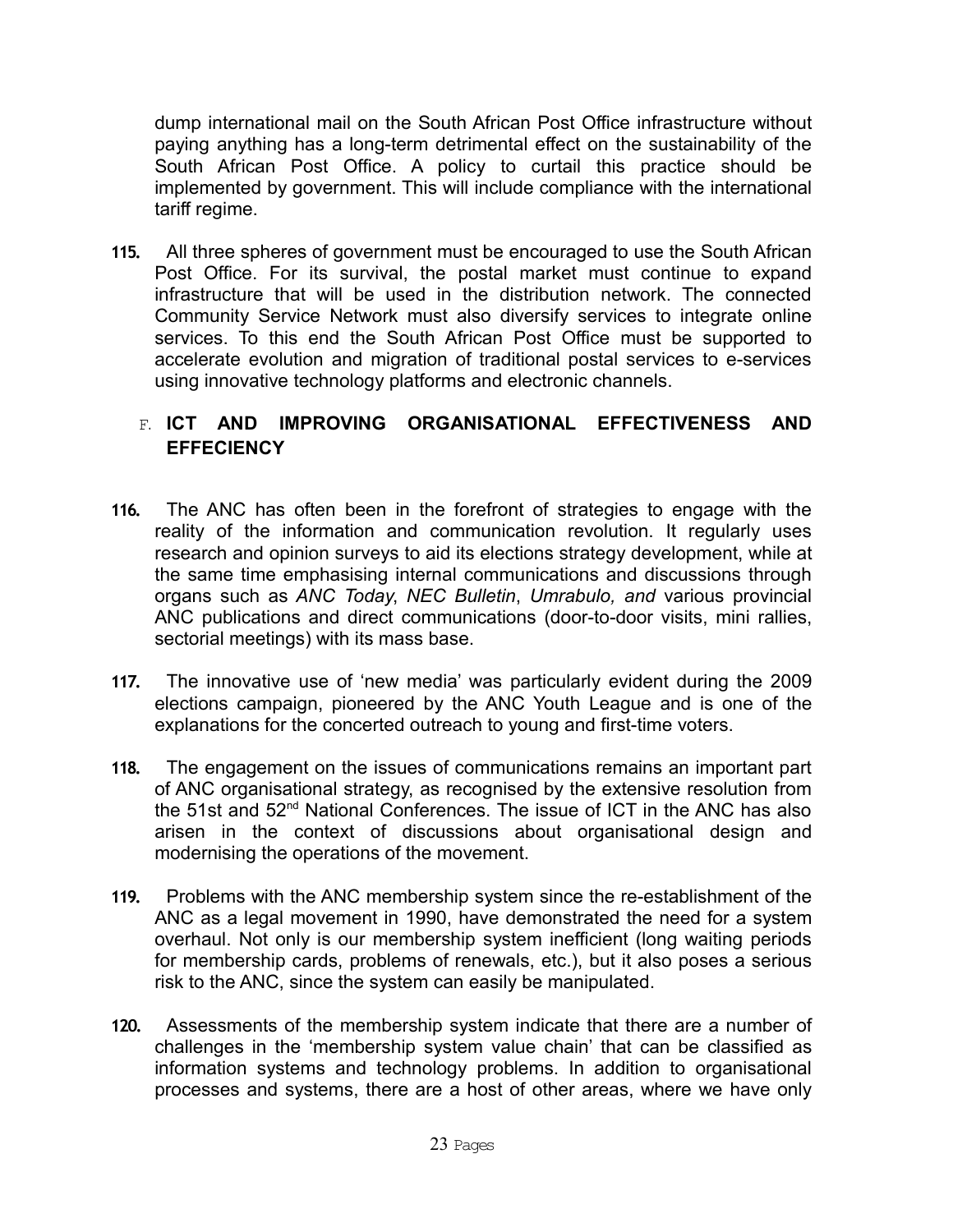dump international mail on the South African Post Office infrastructure without paying anything has a long-term detrimental effect on the sustainability of the South African Post Office. A policy to curtail this practice should be implemented by government. This will include compliance with the international tariff regime.

**115.** All three spheres of government must be encouraged to use the South African Post Office. For its survival, the postal market must continue to expand infrastructure that will be used in the distribution network. The connected Community Service Network must also diversify services to integrate online services. To this end the South African Post Office must be supported to accelerate evolution and migration of traditional postal services to e-services using innovative technology platforms and electronic channels.

## F. ICT AND IMPROVING ORGANISATIONAL EFFECTIVENESS AND EFFECIENCY

**116.** The ANC has often been in the forefront of strategies to engage with the reality of the information and communication revolution. It regularly uses research and opinion surveys to aid its elections strategy development, while at the same time emphasising internal communications and discussions through organs such as *ANC Today*, *NEC Bulletin*, *Umrabulo, and* various provincial ANC publications and direct communications (door-to-door visits, mini rallies, sectorial meetings) with its mass base.

**117.** The innovative use of 'new media' was particularly evident during the 2009 elections campaign, pioneered by the ANC Youth League and is one of the explanations for the concerted outreach to young and first-time voters.

**118.** The engagement on the issues of communications remains an important part of ANC organisational strategy, as recognised by the extensive resolution from the 51st and 52nd National Conferences. The issue of ICT in the ANC has also arisen in the context of discussions about organisational design and modernising the operations of the movement.

**119.** Problems with the ANC membership system since the re-establishment of the ANC as a legal movement in 1990, have demonstrated the need for a system overhaul. Not only is our membership system inefficient (long waiting periods for membership cards, problems of renewals, etc.), but it also poses a serious risk to the ANC, since the system can easily be manipulated.

**120.** Assessments of the membership system indicate that there are a number of challenges in the 'membership system value chain' that can be classified as information systems and technology problems. In addition to organisational processes and systems, there are a host of other areas, where we have only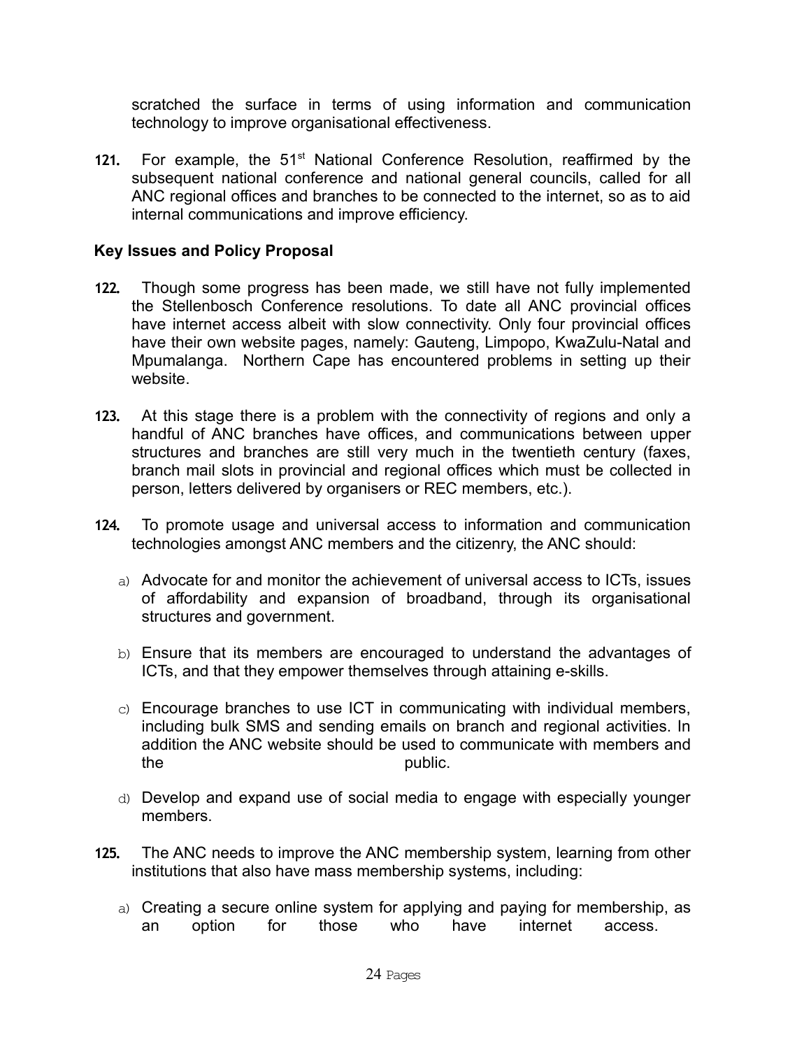scratched the surface in terms of using information and communication technology to improve organisational effectiveness.

**121.** For example, the 51st National Conference Resolution, reaffirmed by the subsequent national conference and national general councils, called for all ANC regional offices and branches to be connected to the internet, so as to aid internal communications and improve efficiency.

### Key Issues and Policy Proposal

**122.** Though some progress has been made, we still have not fully implemented the Stellenbosch Conference resolutions. To date all ANC provincial offices have internet access albeit with slow connectivity. Only four provincial offices have their own website pages, namely: Gauteng, Limpopo, KwaZulu-Natal and Mpumalanga. Northern Cape has encountered problems in setting up their website.

**123.** At this stage there is a problem with the connectivity of regions and only a handful of ANC branches have offices, and communications between upper structures and branches are still very much in the twentieth century (faxes, branch mail slots in provincial and regional offices which must be collected in person, letters delivered by organisers or REC members, etc.).

**124.** To promote usage and universal access to information and communication technologies amongst ANC members and the citizenry, the ANC should:

a) Advocate for and monitor the achievement of universal access to ICTs, issues of affordability and expansion of broadband, through its organisational structures and government.

b) Ensure that its members are encouraged to understand the advantages of ICTs, and that they empower themselves through attaining e-skills.

c) Encourage branches to use ICT in communicating with individual members, including bulk SMS and sending emails on branch and regional activities. In addition the ANC website should be used to communicate with members and the public.

d) Develop and expand use of social media to engage with especially younger members.

**125.** The ANC needs to improve the ANC membership system, learning from other institutions that also have mass membership systems, including:

a) Creating a secure online system for applying and paying for membership, as an option for those who have internet access.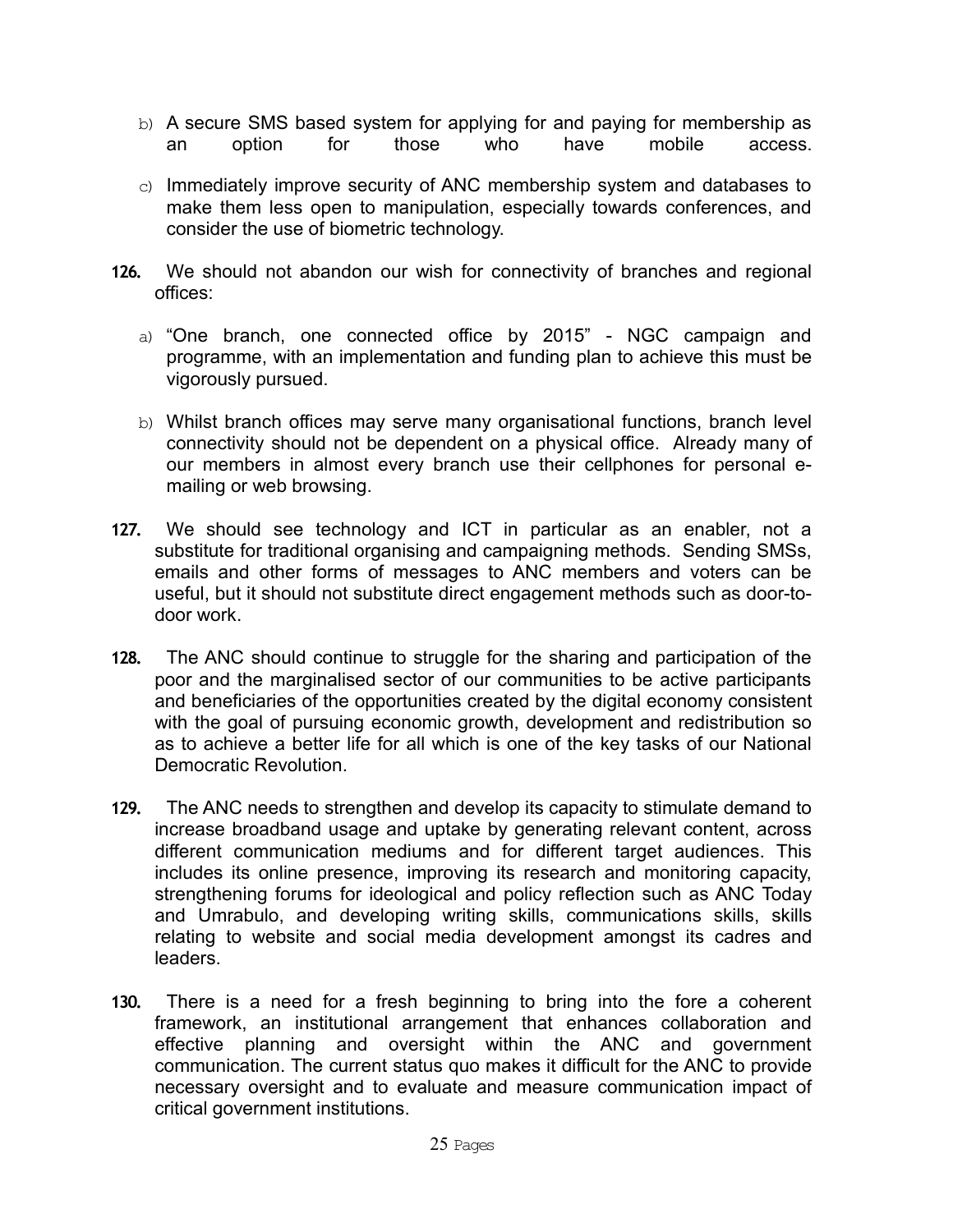b) A secure SMS based system for applying for and paying for membership as an option for those who have mobile access.

c) Immediately improve security of ANC membership system and databases to make them less open to manipulation, especially towards conferences, and consider the use of biometric technology.

**126.** We should not abandon our wish for connectivity of branches and regional offices:

a) "One branch, one connected office by 2015" - NGC campaign and programme, with an implementation and funding plan to achieve this must be vigorously pursued.

b) Whilst branch offices may serve many organisational functions, branch level connectivity should not be dependent on a physical office. Already many of our members in almost every branch use their cellphones for personal e-mailing or web browsing.

**127.** We should see technology and ICT in particular as an enabler, not a substitute for traditional organising and campaigning methods. Sending SMSs, emails and other forms of messages to ANC members and voters can be useful, but it should not substitute direct engagement methods such as door-to-door work.

**128.** The ANC should continue to struggle for the sharing and participation of the poor and the marginalised sector of our communities to be active participants and beneficiaries of the opportunities created by the digital economy consistent with the goal of pursuing economic growth, development and redistribution so as to achieve a better life for all which is one of the key tasks of our National Democratic Revolution.

**129.** The ANC needs to strengthen and develop its capacity to stimulate demand to increase broadband usage and uptake by generating relevant content, across different communication mediums and for different target audiences. This includes its online presence, improving its research and monitoring capacity, strengthening forums for ideological and policy reflection such as ANC Today and Umrabulo, and developing writing skills, communications skills, skills relating to website and social media development amongst its cadres and leaders.

**130.** There is a need for a fresh beginning to bring into the fore a coherent framework, an institutional arrangement that enhances collaboration and effective planning and oversight within the ANC and government communication. The current status quo makes it difficult for the ANC to provide necessary oversight and to evaluate and measure communication impact of critical government institutions.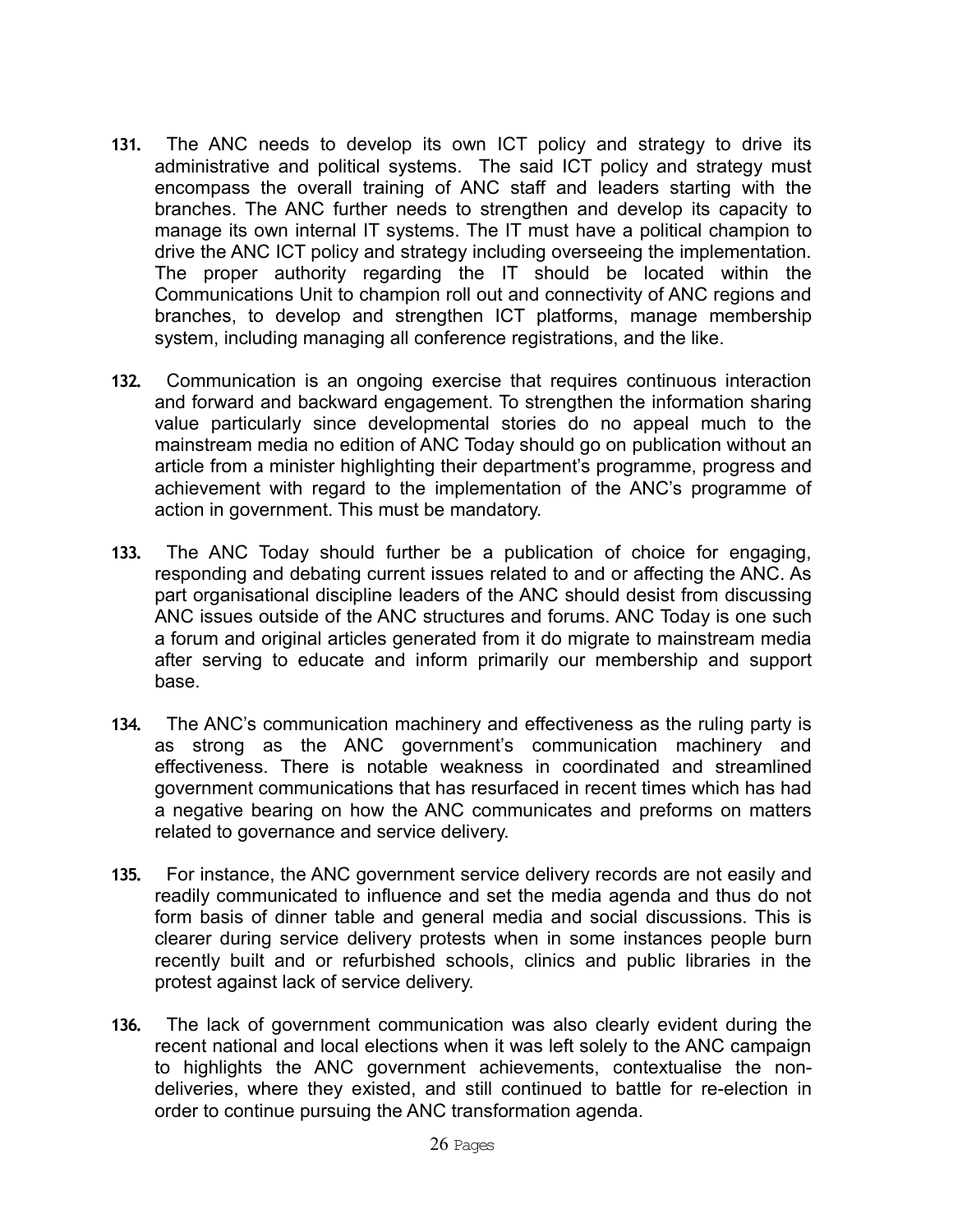131. The ANC needs to develop its own ICT policy and strategy to drive its administrative and political systems. The said ICT policy and strategy must encompass the overall training of ANC staff and leaders starting with the branches. The ANC further needs to strengthen and develop its capacity to manage its own internal IT systems. The IT must have a political champion to drive the ANC ICT policy and strategy including overseeing the implementation. The proper authority regarding the IT should be located within the Communications Unit to champion roll out and connectivity of ANC regions and branches, to develop and strengthen ICT platforms, manage membership system, including managing all conference registrations, and the like.

132. Communication is an ongoing exercise that requires continuous interaction and forward and backward engagement. To strengthen the information sharing value particularly since developmental stories do no appeal much to the mainstream media no edition of ANC Today should go on publication without an article from a minister highlighting their department's programme, progress and achievement with regard to the implementation of the ANC's programme of action in government. This must be mandatory.

133. The ANC Today should further be a publication of choice for engaging, responding and debating current issues related to and or affecting the ANC. As part organisational discipline leaders of the ANC should desist from discussing ANC issues outside of the ANC structures and forums. ANC Today is one such a forum and original articles generated from it do migrate to mainstream media after serving to educate and inform primarily our membership and support base.

134. The ANC's communication machinery and effectiveness as the ruling party is as strong as the ANC government's communication machinery and effectiveness. There is notable weakness in coordinated and streamlined government communications that has resurfaced in recent times which has had a negative bearing on how the ANC communicates and preforms on matters related to governance and service delivery.

135. For instance, the ANC government service delivery records are not easily and readily communicated to influence and set the media agenda and thus do not form basis of dinner table and general media and social discussions. This is clearer during service delivery protests when in some instances people burn recently built and or refurbished schools, clinics and public libraries in the protest against lack of service delivery.

136. The lack of government communication was also clearly evident during the recent national and local elections when it was left solely to the ANC campaign to highlights the ANC government achievements, contextualise the non-deliveries, where they existed, and still continued to battle for re-election in order to continue pursuing the ANC transformation agenda.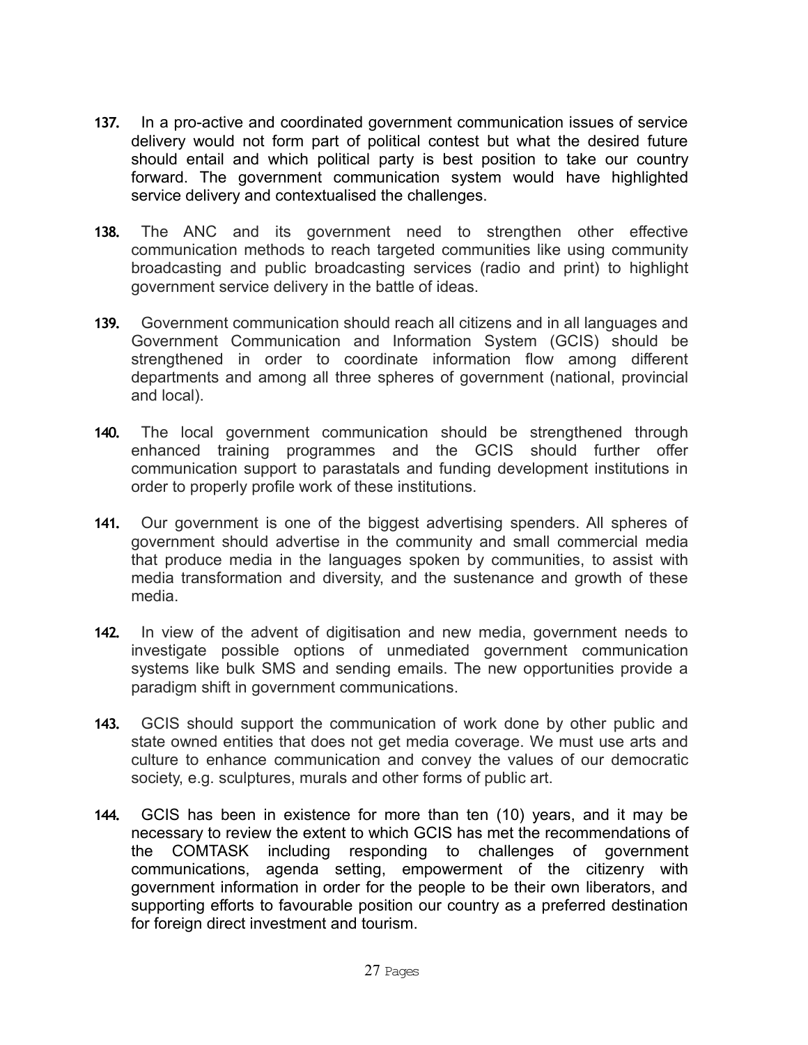137. In a pro-active and coordinated government communication issues of service delivery would not form part of political contest but what the desired future should entail and which political party is best position to take our country forward. The government communication system would have highlighted service delivery and contextualised the challenges.

138. The ANC and its government need to strengthen other effective communication methods to reach targeted communities like using community broadcasting and public broadcasting services (radio and print) to highlight government service delivery in the battle of ideas.

139. Government communication should reach all citizens and in all languages and Government Communication and Information System (GCIS) should be strengthened in order to coordinate information flow among different departments and among all three spheres of government (national, provincial and local).

140. The local government communication should be strengthened through enhanced training programmes and the GCIS should further offer communication support to parastatals and funding development institutions in order to properly profile work of these institutions.

141. Our government is one of the biggest advertising spenders. All spheres of government should advertise in the community and small commercial media that produce media in the languages spoken by communities, to assist with media transformation and diversity, and the sustenance and growth of these media.

142. In view of the advent of digitisation and new media, government needs to investigate possible options of unmediated government communication systems like bulk SMS and sending emails. The new opportunities provide a paradigm shift in government communications.

143. GCIS should support the communication of work done by other public and state owned entities that does not get media coverage. We must use arts and culture to enhance communication and convey the values of our democratic society, e.g. sculptures, murals and other forms of public art.

144. GCIS has been in existence for more than ten (10) years, and it may be necessary to review the extent to which GCIS has met the recommendations of the COMTASK including responding to challenges of government communications, agenda setting, empowerment of the citizenry with government information in order for the people to be their own liberators, and supporting efforts to favourable position our country as a preferred destination for foreign direct investment and tourism.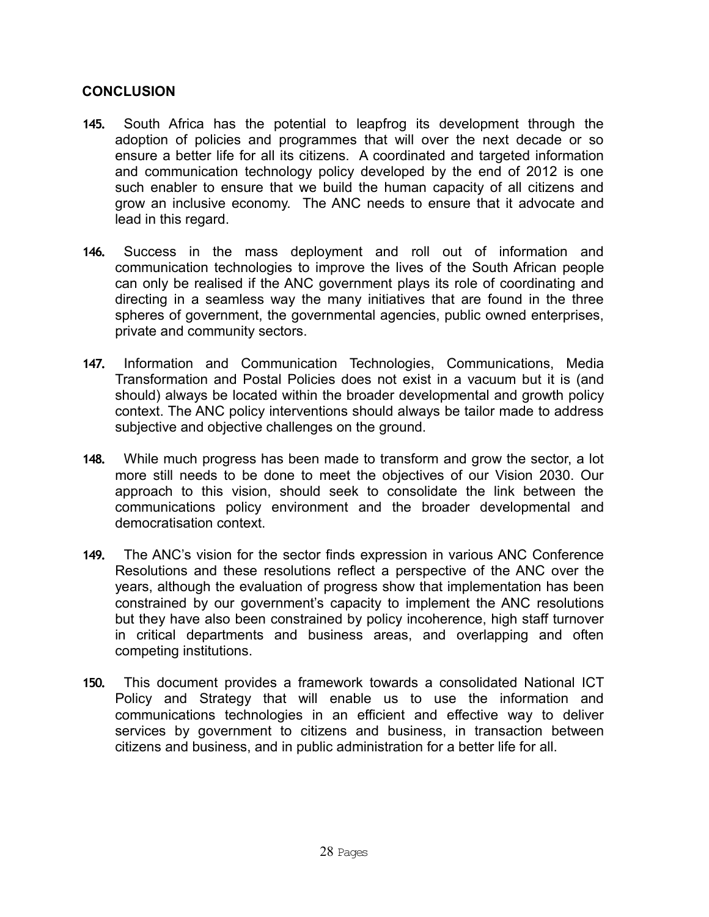## CONCLUSION

145. South Africa has the potential to leapfrog its development through the adoption of policies and programmes that will over the next decade or so ensure a better life for all its citizens. A coordinated and targeted information and communication technology policy developed by the end of 2012 is one such enabler to ensure that we build the human capacity of all citizens and grow an inclusive economy. The ANC needs to ensure that it advocate and lead in this regard.

146. Success in the mass deployment and roll out of information and communication technologies to improve the lives of the South African people can only be realised if the ANC government plays its role of coordinating and directing in a seamless way the many initiatives that are found in the three spheres of government, the governmental agencies, public owned enterprises, private and community sectors.

147. Information and Communication Technologies, Communications, Media Transformation and Postal Policies does not exist in a vacuum but it is (and should) always be located within the broader developmental and growth policy context. The ANC policy interventions should always be tailor made to address subjective and objective challenges on the ground.

148. While much progress has been made to transform and grow the sector, a lot more still needs to be done to meet the objectives of our Vision 2030. Our approach to this vision, should seek to consolidate the link between the communications policy environment and the broader developmental and democratisation context.

149. The ANC's vision for the sector finds expression in various ANC Conference Resolutions and these resolutions reflect a perspective of the ANC over the years, although the evaluation of progress show that implementation has been constrained by our government's capacity to implement the ANC resolutions but they have also been constrained by policy incoherence, high staff turnover in critical departments and business areas, and overlapping and often competing institutions.

150. This document provides a framework towards a consolidated National ICT Policy and Strategy that will enable us to use the information and communications technologies in an efficient and effective way to deliver services by government to citizens and business, in transaction between citizens and business, and in public administration for a better life for all.